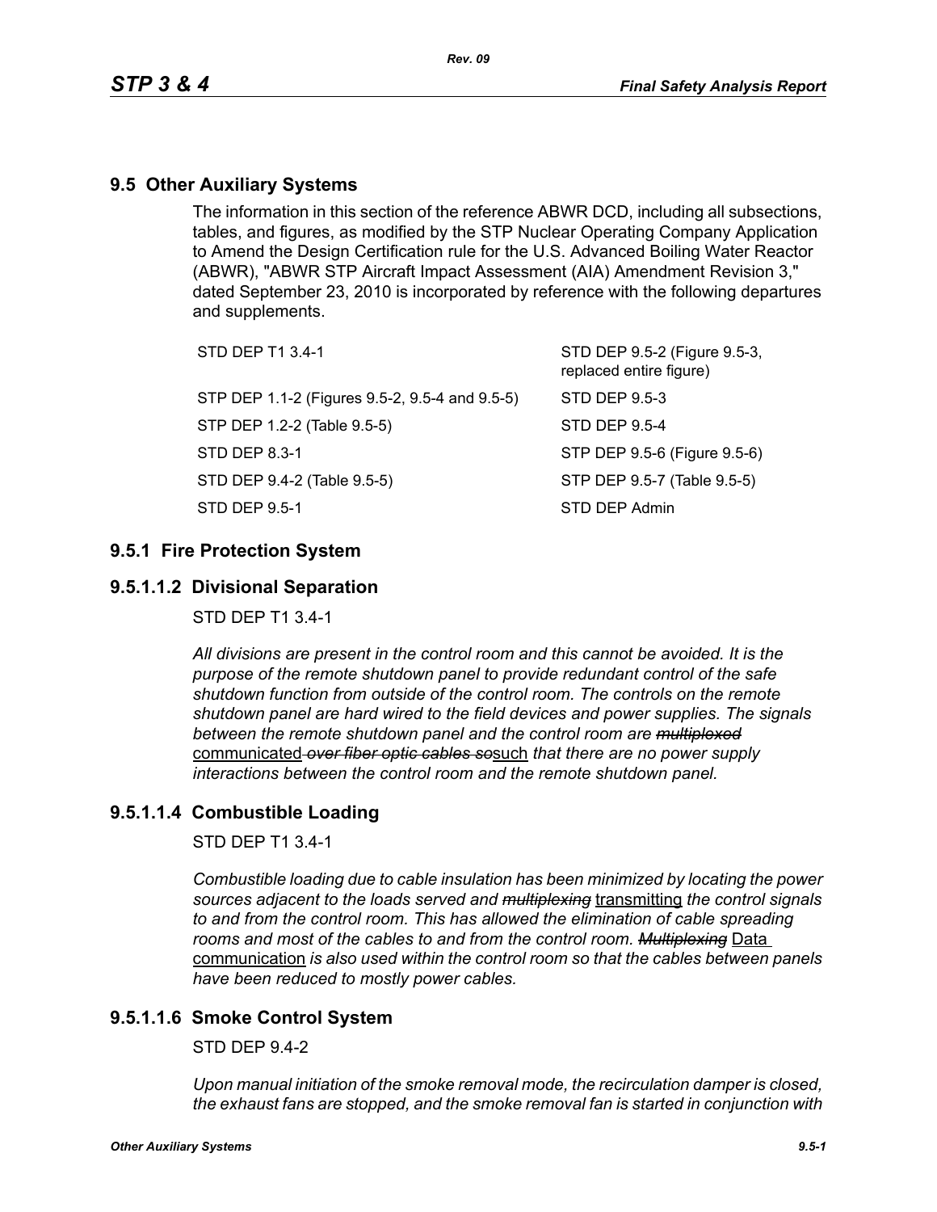## 9.5 Other Auxiliary Systems

The information in this section of the reference ABWR DCD, including all subsections, tables, and figures, as modified by the STP Nuclear Operating Company Application to Amend the Design Certification rule for the U.S. Advanced Boiling Water Reactor (ABWR), "ABWR STP Aircraft Impact Assessment (AIA) Amendment Revision 3," dated September 23, 2010 is incorporated by reference with the following departures and supplements.

| | |
|---|---|
| STD DEP T1 3.4-1 | STD DEP 9.5-2 (Figure 9.5-3, replaced entire figure) |
| STP DEP 1.1-2 (Figures 9.5-2, 9.5-4 and 9.5-5) | STD DEP 9.5-3 |
| STP DEP 1.2-2 (Table 9.5-5) | STD DEP 9.5-4 |
| STD DEP 8.3-1 | STP DEP 9.5-6 (Figure 9.5-6) |
| STD DEP 9.4-2 (Table 9.5-5) | STP DEP 9.5-7 (Table 9.5-5) |
| STD DEP 9.5-1 | STD DEP Admin |

## 9.5.1 Fire Protection System

### 9.5.1.1.2 Divisional Separation

STD DEP T1 3.4-1

*All divisions are present in the control room and this cannot be avoided. It is the purpose of the remote shutdown panel to provide redundant control of the safe shutdown function from outside of the control room. The controls on the remote shutdown panel are hard wired to the field devices and power supplies. The signals between the remote shutdown panel and the control room are ~~multiplexed~~* communicated *~~over fiber optic cables so~~*such *that there are no power supply interactions between the control room and the remote shutdown panel.*

### 9.5.1.1.4 Combustible Loading

STD DEP T1 3.4-1

*Combustible loading due to cable insulation has been minimized by locating the power sources adjacent to the loads served and ~~multiplexing~~* transmitting *the control signals to and from the control room. This has allowed the elimination of cable spreading rooms and most of the cables to and from the control room. ~~Multiplexing~~* Data communication *is also used within the control room so that the cables between panels have been reduced to mostly power cables.*

### 9.5.1.1.6 Smoke Control System

STD DEP 9.4-2

*Upon manual initiation of the smoke removal mode, the recirculation damper is closed, the exhaust fans are stopped, and the smoke removal fan is started in conjunction with*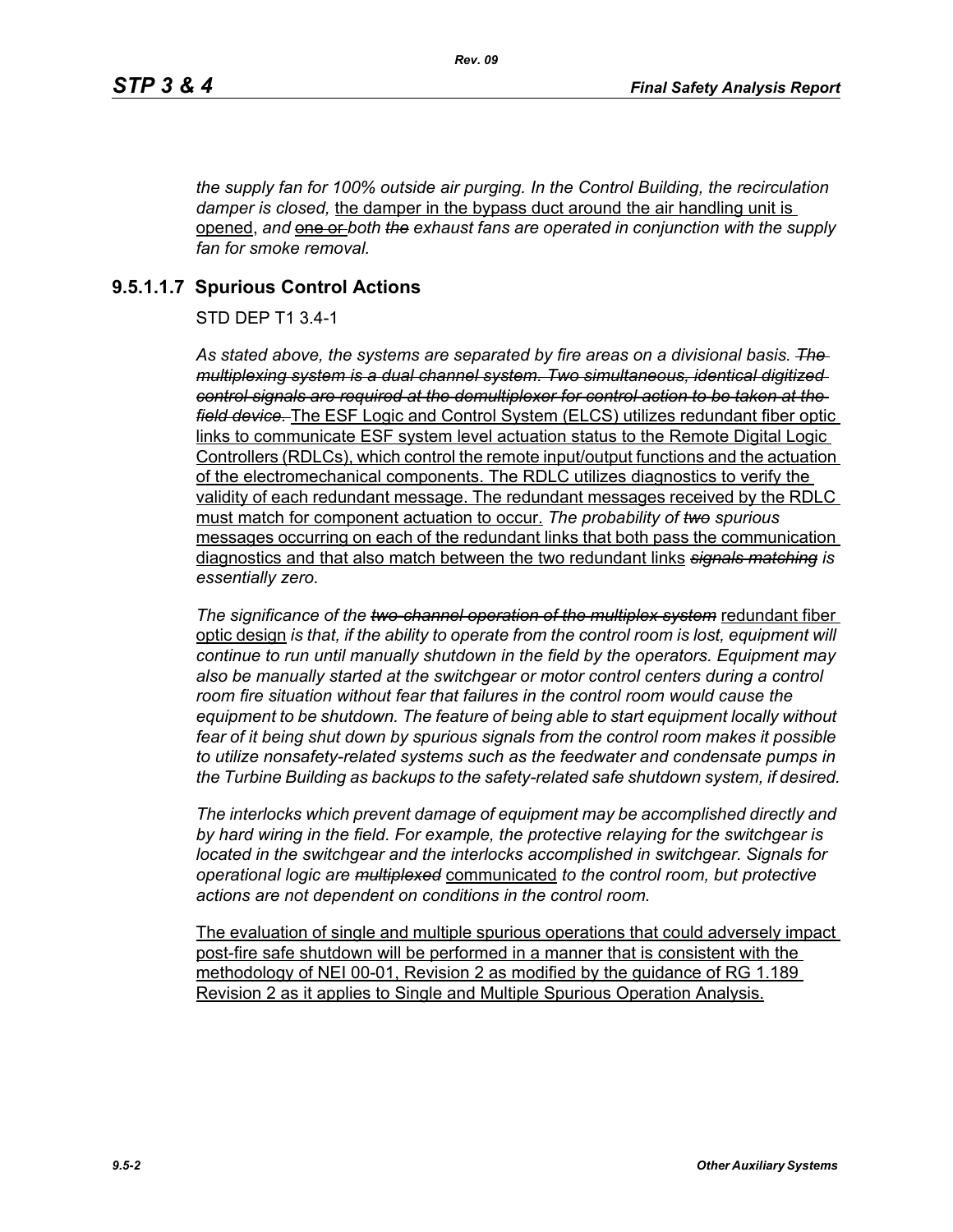*the supply fan for 100% outside air purging. In the Control Building, the recirculation damper is closed,* the damper in the bypass duct around the air handling unit is opened, *and* ~~one or~~ *both* ~~*the*~~ *exhaust fans are operated in conjunction with the supply fan for smoke removal.*

### 9.5.1.1.7 Spurious Control Actions

STD DEP T1 3.4-1

*As stated above, the systems are separated by fire areas on a divisional basis.* ~~*The multiplexing system is a dual channel system. Two simultaneous, identical digitized control signals are required at the demultiplexer for control action to be taken at the field device.*~~ The ESF Logic and Control System (ELCS) utilizes redundant fiber optic links to communicate ESF system level actuation status to the Remote Digital Logic Controllers (RDLCs), which control the remote input/output functions and the actuation of the electromechanical components. The RDLC utilizes diagnostics to verify the validity of each redundant message. The redundant messages received by the RDLC must match for component actuation to occur. *The probability of* ~~*two*~~ *spurious* messages occurring on each of the redundant links that both pass the communication diagnostics and that also match between the two redundant links ~~*signals matching*~~ *is essentially zero.*

*The significance of the* ~~*two-channel operation of the multiplex system*~~ redundant fiber optic design *is that, if the ability to operate from the control room is lost, equipment will continue to run until manually shutdown in the field by the operators. Equipment may also be manually started at the switchgear or motor control centers during a control room fire situation without fear that failures in the control room would cause the equipment to be shutdown. The feature of being able to start equipment locally without fear of it being shut down by spurious signals from the control room makes it possible to utilize nonsafety-related systems such as the feedwater and condensate pumps in the Turbine Building as backups to the safety-related safe shutdown system, if desired.*

*The interlocks which prevent damage of equipment may be accomplished directly and by hard wiring in the field. For example, the protective relaying for the switchgear is located in the switchgear and the interlocks accomplished in switchgear. Signals for operational logic are* ~~*multiplexed*~~ communicated *to the control room, but protective actions are not dependent on conditions in the control room.*

The evaluation of single and multiple spurious operations that could adversely impact post-fire safe shutdown will be performed in a manner that is consistent with the methodology of NEI 00-01, Revision 2 as modified by the guidance of RG 1.189 Revision 2 as it applies to Single and Multiple Spurious Operation Analysis.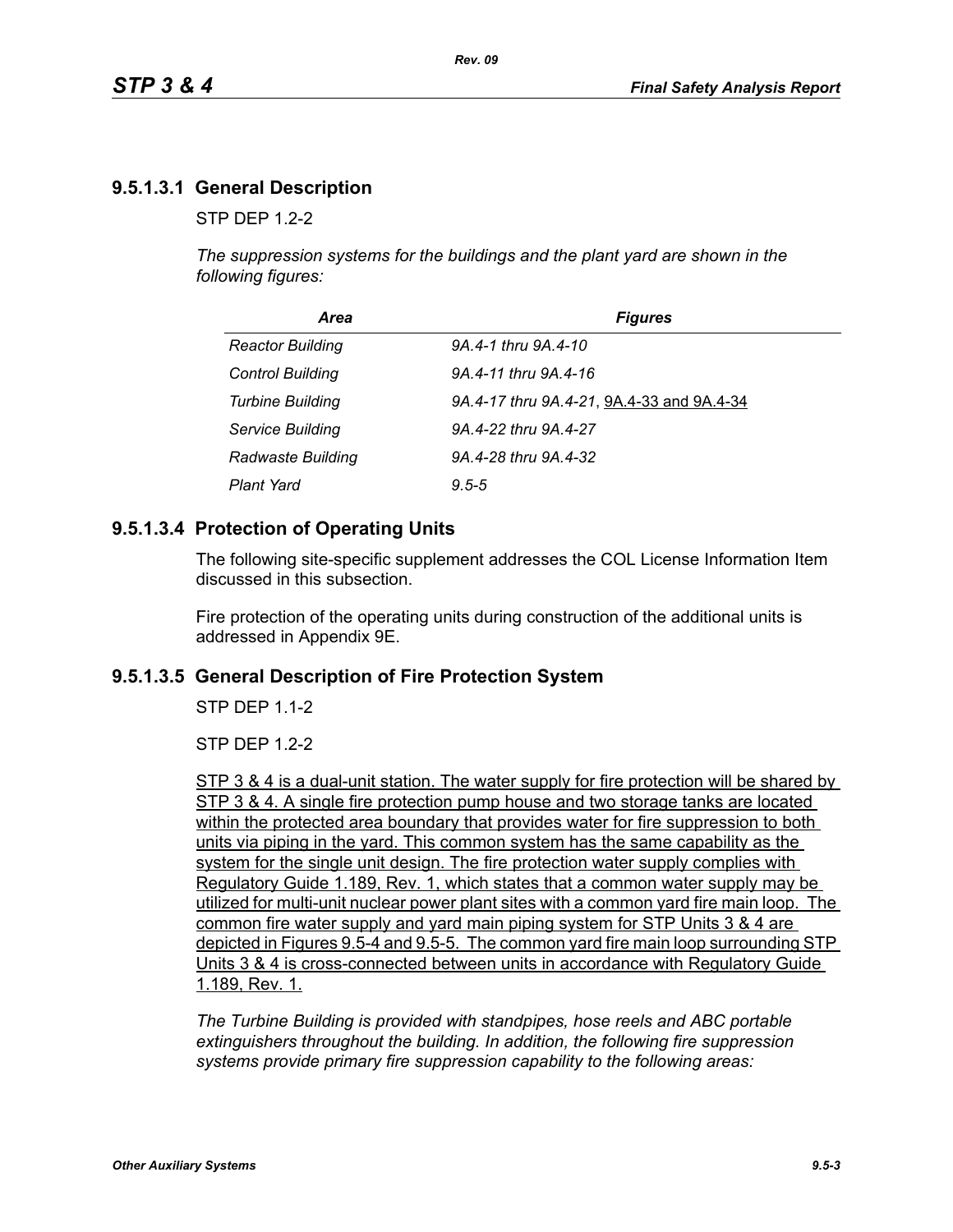## 9.5.1.3.1 General Description

STP DEP 1.2-2

*The suppression systems for the buildings and the plant yard are shown in the following figures:*

| *Area* | *Figures* |
|---|---|
| *Reactor Building* | *9A.4-1 thru 9A.4-10* |
| *Control Building* | *9A.4-11 thru 9A.4-16* |
| *Turbine Building* | *9A.4-17 thru 9A.4-21*, 9A.4-33 and 9A.4-34 |
| *Service Building* | *9A.4-22 thru 9A.4-27* |
| *Radwaste Building* | *9A.4-28 thru 9A.4-32* |
| *Plant Yard* | *9.5-5* |

## 9.5.1.3.4 Protection of Operating Units

The following site-specific supplement addresses the COL License Information Item discussed in this subsection.

Fire protection of the operating units during construction of the additional units is addressed in Appendix 9E.

## 9.5.1.3.5 General Description of Fire Protection System

STP DEP 1.1-2

STP DEP 1.2-2

STP 3 & 4 is a dual-unit station. The water supply for fire protection will be shared by STP 3 & 4. A single fire protection pump house and two storage tanks are located within the protected area boundary that provides water for fire suppression to both units via piping in the yard. This common system has the same capability as the system for the single unit design. The fire protection water supply complies with Regulatory Guide 1.189, Rev. 1, which states that a common water supply may be utilized for multi-unit nuclear power plant sites with a common yard fire main loop. The common fire water supply and yard main piping system for STP Units 3 & 4 are depicted in Figures 9.5-4 and 9.5-5. The common yard fire main loop surrounding STP Units 3 & 4 is cross-connected between units in accordance with Regulatory Guide 1.189, Rev. 1.

*The Turbine Building is provided with standpipes, hose reels and ABC portable extinguishers throughout the building. In addition, the following fire suppression systems provide primary fire suppression capability to the following areas:*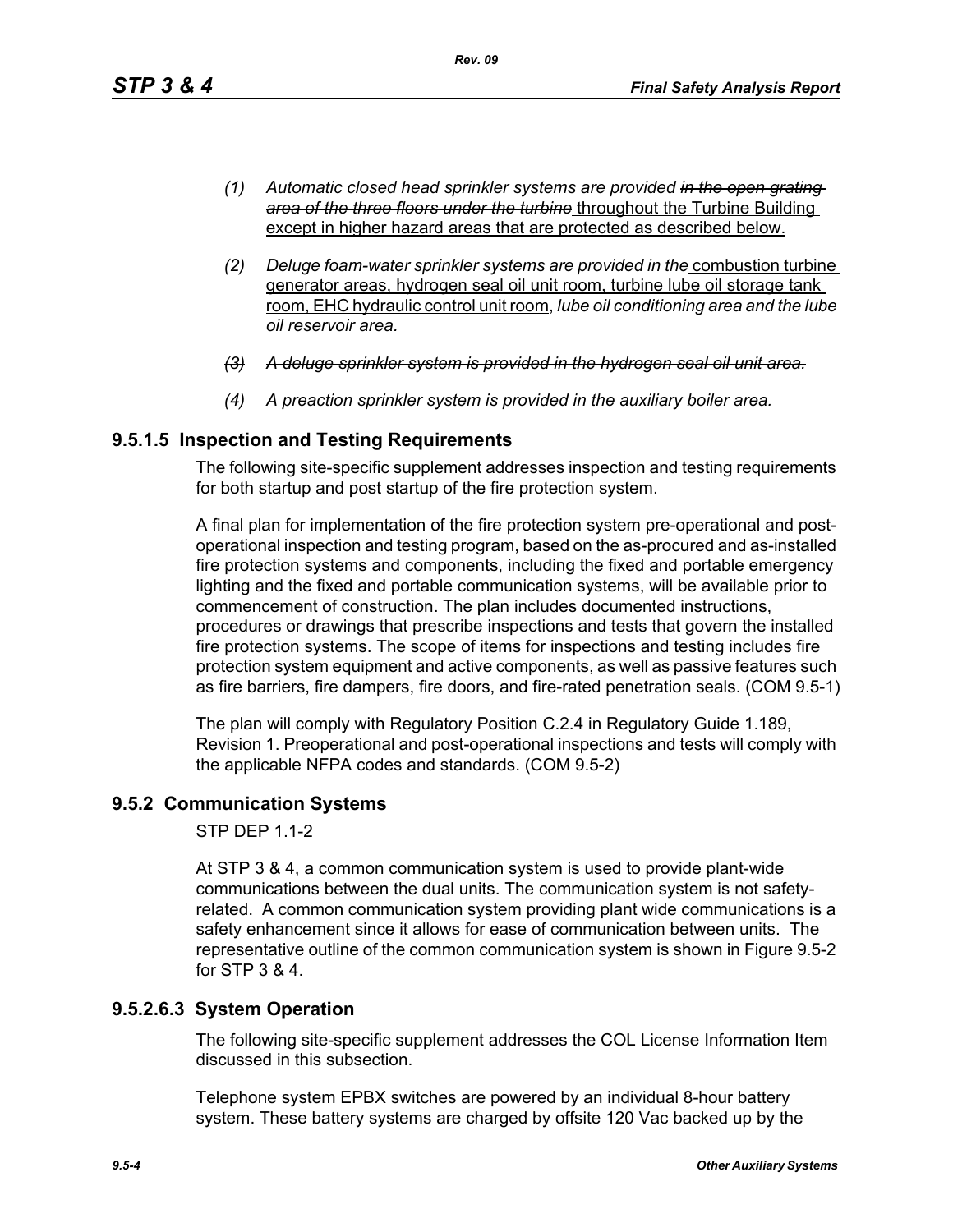*(1) Automatic closed head sprinkler systems are provided ~~in the open grating area of the three floors under the turbine~~* <u>throughout the Turbine Building except in higher hazard areas that are protected as described below.</u>

*(2) Deluge foam-water sprinkler systems are provided in the* <u>combustion turbine generator areas, hydrogen seal oil unit room, turbine lube oil storage tank room, EHC hydraulic control unit room,</u> *lube oil conditioning area and the lube oil reservoir area.*

*~~(3) A deluge sprinkler system is provided in the hydrogen seal oil unit area.~~*

*~~(4) A preaction sprinkler system is provided in the auxiliary boiler area.~~*

### 9.5.1.5 Inspection and Testing Requirements

The following site-specific supplement addresses inspection and testing requirements for both startup and post startup of the fire protection system.

A final plan for implementation of the fire protection system pre-operational and post-operational inspection and testing program, based on the as-procured and as-installed fire protection systems and components, including the fixed and portable emergency lighting and the fixed and portable communication systems, will be available prior to commencement of construction. The plan includes documented instructions, procedures or drawings that prescribe inspections and tests that govern the installed fire protection systems. The scope of items for inspections and testing includes fire protection system equipment and active components, as well as passive features such as fire barriers, fire dampers, fire doors, and fire-rated penetration seals. (COM 9.5-1)

The plan will comply with Regulatory Position C.2.4 in Regulatory Guide 1.189, Revision 1. Preoperational and post-operational inspections and tests will comply with the applicable NFPA codes and standards. (COM 9.5-2)

## 9.5.2 Communication Systems

STP DEP 1.1-2

At STP 3 & 4, a common communication system is used to provide plant-wide communications between the dual units. The communication system is not safety-related. A common communication system providing plant wide communications is a safety enhancement since it allows for ease of communication between units. The representative outline of the common communication system is shown in Figure 9.5-2 for STP 3 & 4.

### 9.5.2.6.3 System Operation

The following site-specific supplement addresses the COL License Information Item discussed in this subsection.

Telephone system EPBX switches are powered by an individual 8-hour battery system. These battery systems are charged by offsite 120 Vac backed up by the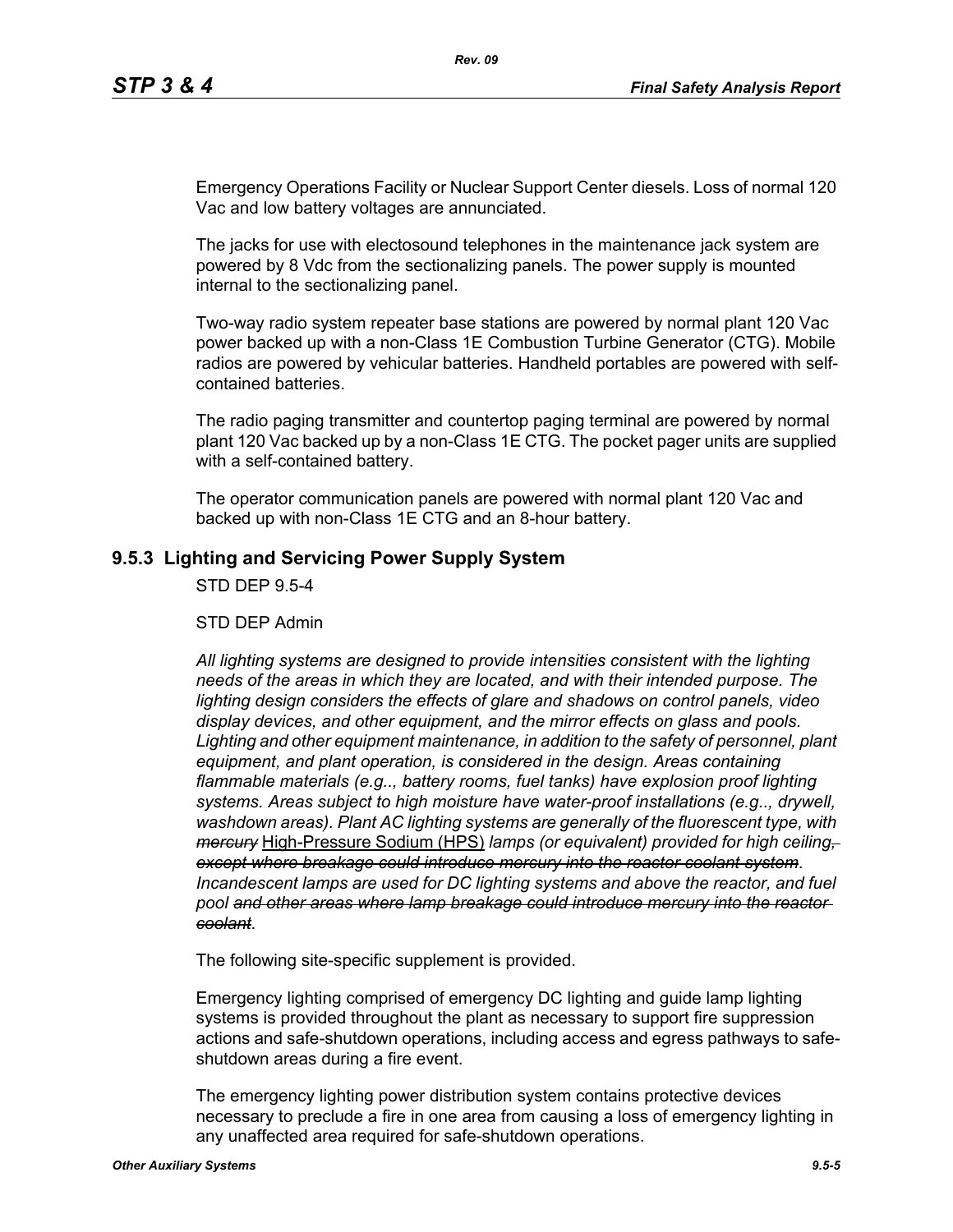Emergency Operations Facility or Nuclear Support Center diesels. Loss of normal 120 Vac and low battery voltages are annunciated.

The jacks for use with electosound telephones in the maintenance jack system are powered by 8 Vdc from the sectionalizing panels. The power supply is mounted internal to the sectionalizing panel.

Two-way radio system repeater base stations are powered by normal plant 120 Vac power backed up with a non-Class 1E Combustion Turbine Generator (CTG). Mobile radios are powered by vehicular batteries. Handheld portables are powered with self-contained batteries.

The radio paging transmitter and countertop paging terminal are powered by normal plant 120 Vac backed up by a non-Class 1E CTG. The pocket pager units are supplied with a self-contained battery.

The operator communication panels are powered with normal plant 120 Vac and backed up with non-Class 1E CTG and an 8-hour battery.

## 9.5.3 Lighting and Servicing Power Supply System

STD DEP 9.5-4

STD DEP Admin

*All lighting systems are designed to provide intensities consistent with the lighting needs of the areas in which they are located, and with their intended purpose. The lighting design considers the effects of glare and shadows on control panels, video display devices, and other equipment, and the mirror effects on glass and pools. Lighting and other equipment maintenance, in addition to the safety of personnel, plant equipment, and plant operation, is considered in the design. Areas containing flammable materials (e.g.., battery rooms, fuel tanks) have explosion proof lighting systems. Areas subject to high moisture have water-proof installations (e.g.., drywell, washdown areas). Plant AC lighting systems are generally of the fluorescent type, with ~~mercury~~* High-Pressure Sodium (HPS) *lamps (or equivalent) provided for high ceiling~~, except where breakage could introduce mercury into the reactor coolant system~~. Incandescent lamps are used for DC lighting systems and above the reactor, and fuel pool ~~and other areas where lamp breakage could introduce mercury into the reactor coolant~~.*

The following site-specific supplement is provided.

Emergency lighting comprised of emergency DC lighting and guide lamp lighting systems is provided throughout the plant as necessary to support fire suppression actions and safe-shutdown operations, including access and egress pathways to safe-shutdown areas during a fire event.

The emergency lighting power distribution system contains protective devices necessary to preclude a fire in one area from causing a loss of emergency lighting in any unaffected area required for safe-shutdown operations.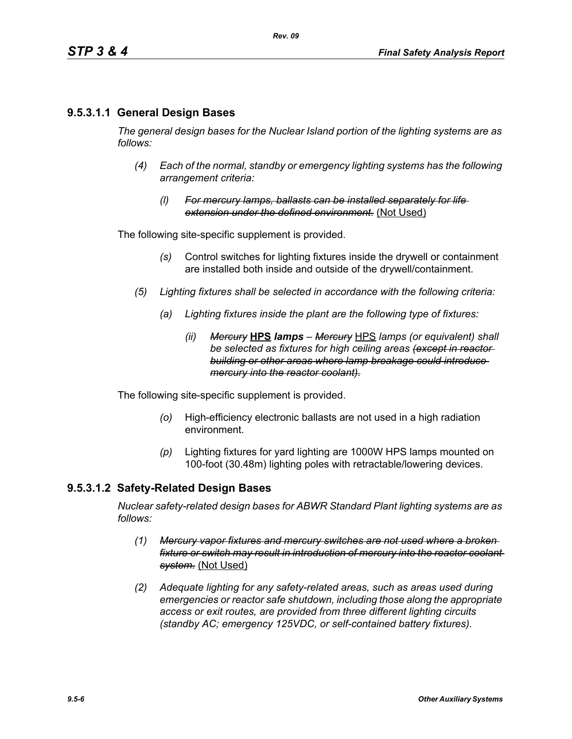### 9.5.3.1.1 General Design Bases

*The general design bases for the Nuclear Island portion of the lighting systems are as follows:*

*(4) Each of the normal, standby or emergency lighting systems has the following arrangement criteria:*

*(l) ~~For mercury lamps, ballasts can be installed separately for life extension under the defined environment.~~* (Not Used)

The following site-specific supplement is provided.

*(s)* Control switches for lighting fixtures inside the drywell or containment are installed both inside and outside of the drywell/containment.

*(5) Lighting fixtures shall be selected in accordance with the following criteria:*

*(a) Lighting fixtures inside the plant are the following type of fixtures:*

*(ii) ~~Mercury~~* **HPS** ***lamps*** *– ~~Mercury~~* HPS *lamps (or equivalent) shall be selected as fixtures for high ceiling areas ~~(except in reactor building or other areas where lamp breakage could introduce mercury into the reactor coolant).~~*

The following site-specific supplement is provided.

*(o)* High-efficiency electronic ballasts are not used in a high radiation environment.

*(p)* Lighting fixtures for yard lighting are 1000W HPS lamps mounted on 100-foot (30.48m) lighting poles with retractable/lowering devices.

### 9.5.3.1.2 Safety-Related Design Bases

*Nuclear safety-related design bases for ABWR Standard Plant lighting systems are as follows:*

*(1) ~~Mercury vapor fixtures and mercury switches are not used where a broken fixture or switch may result in introduction of mercury into the reactor coolant system.~~* (Not Used)

*(2) Adequate lighting for any safety-related areas, such as areas used during emergencies or reactor safe shutdown, including those along the appropriate access or exit routes, are provided from three different lighting circuits (standby AC; emergency 125VDC, or self-contained battery fixtures).*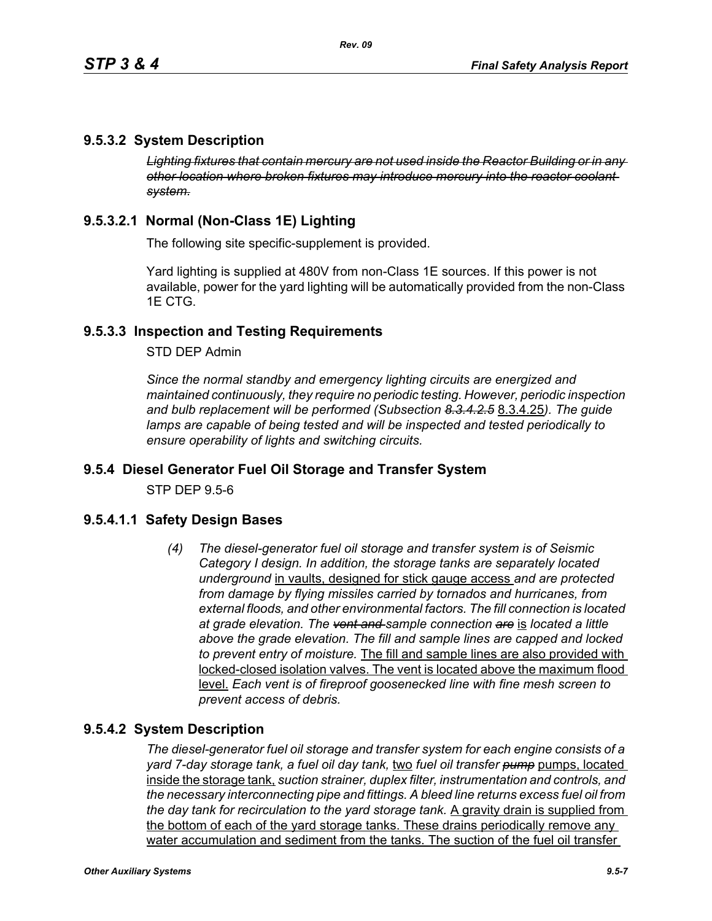## 9.5.3.2 System Description

~~*Lighting fixtures that contain mercury are not used inside the Reactor Building or in any other location where broken fixtures may introduce mercury into the reactor coolant system.*~~

### 9.5.3.2.1 Normal (Non-Class 1E) Lighting

The following site specific-supplement is provided.

Yard lighting is supplied at 480V from non-Class 1E sources. If this power is not available, power for the yard lighting will be automatically provided from the non-Class 1E CTG.

## 9.5.3.3 Inspection and Testing Requirements

STD DEP Admin

*Since the normal standby and emergency lighting circuits are energized and maintained continuously, they require no periodic testing. However, periodic inspection and bulb replacement will be performed (Subsection* ~~*8.3.4.2.5*~~ 8.3.4.25*). The guide lamps are capable of being tested and will be inspected and tested periodically to ensure operability of lights and switching circuits.*

## 9.5.4 Diesel Generator Fuel Oil Storage and Transfer System

STP DEP 9.5-6

### 9.5.4.1.1 Safety Design Bases

*(4) The diesel-generator fuel oil storage and transfer system is of Seismic Category I design. In addition, the storage tanks are separately located underground* in vaults, designed for stick gauge access *and are protected from damage by flying missiles carried by tornados and hurricanes, from external floods, and other environmental factors. The fill connection is located at grade elevation. The* ~~*vent and*~~ *sample connection* ~~*are*~~ is *located a little above the grade elevation. The fill and sample lines are capped and locked to prevent entry of moisture.* The fill and sample lines are also provided with locked-closed isolation valves. The vent is located above the maximum flood level. *Each vent is of fireproof goosenecked line with fine mesh screen to prevent access of debris.*

## 9.5.4.2 System Description

*The diesel-generator fuel oil storage and transfer system for each engine consists of a yard 7-day storage tank, a fuel oil day tank,* two *fuel oil transfer* ~~*pump*~~ pumps, located inside the storage tank, *suction strainer, duplex filter, instrumentation and controls, and the necessary interconnecting pipe and fittings. A bleed line returns excess fuel oil from the day tank for recirculation to the yard storage tank.* A gravity drain is supplied from the bottom of each of the yard storage tanks. These drains periodically remove any water accumulation and sediment from the tanks. The suction of the fuel oil transfer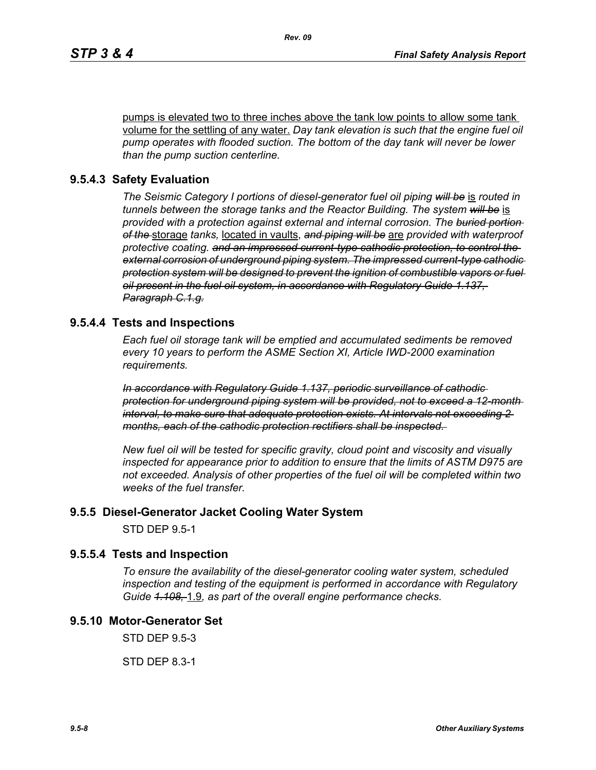pumps is elevated two to three inches above the tank low points to allow some tank volume for the settling of any water. *Day tank elevation is such that the engine fuel oil pump operates with flooded suction. The bottom of the day tank will never be lower than the pump suction centerline.*

## 9.5.4.3 Safety Evaluation

*The Seismic Category I portions of diesel-generator fuel oil piping ~~will be~~* is *routed in tunnels between the storage tanks and the Reactor Building. The system ~~will be~~* is *provided with a protection against external and internal corrosion. The ~~buried portion of the~~* storage *tanks,* located in vaults, *~~and piping will be~~* are *provided with waterproof protective coating. ~~and an impressed current-type cathodic protection, to control the external corrosion of underground piping system. The impressed current-type cathodic protection system will be designed to prevent the ignition of combustible vapors or fuel oil present in the fuel oil system, in accordance with Regulatory Guide 1.137, Paragraph C.1.g.~~*

## 9.5.4.4 Tests and Inspections

*Each fuel oil storage tank will be emptied and accumulated sediments be removed every 10 years to perform the ASME Section XI, Article IWD-2000 examination requirements.*

*~~In accordance with Regulatory Guide 1.137, periodic surveillance of cathodic protection for underground piping system will be provided, not to exceed a 12-month interval, to make sure that adequate protection exists. At intervals not exceeding 2 months, each of the cathodic protection rectifiers shall be inspected.~~*

*New fuel oil will be tested for specific gravity, cloud point and viscosity and visually inspected for appearance prior to addition to ensure that the limits of ASTM D975 are not exceeded. Analysis of other properties of the fuel oil will be completed within two weeks of the fuel transfer.*

## 9.5.5 Diesel-Generator Jacket Cooling Water System

STD DEP 9.5-1

## 9.5.5.4 Tests and Inspection

*To ensure the availability of the diesel-generator cooling water system, scheduled inspection and testing of the equipment is performed in accordance with Regulatory Guide ~~1.108,~~* 1.9*, as part of the overall engine performance checks.*

## 9.5.10 Motor-Generator Set

STD DEP 9.5-3

STD DEP 8.3-1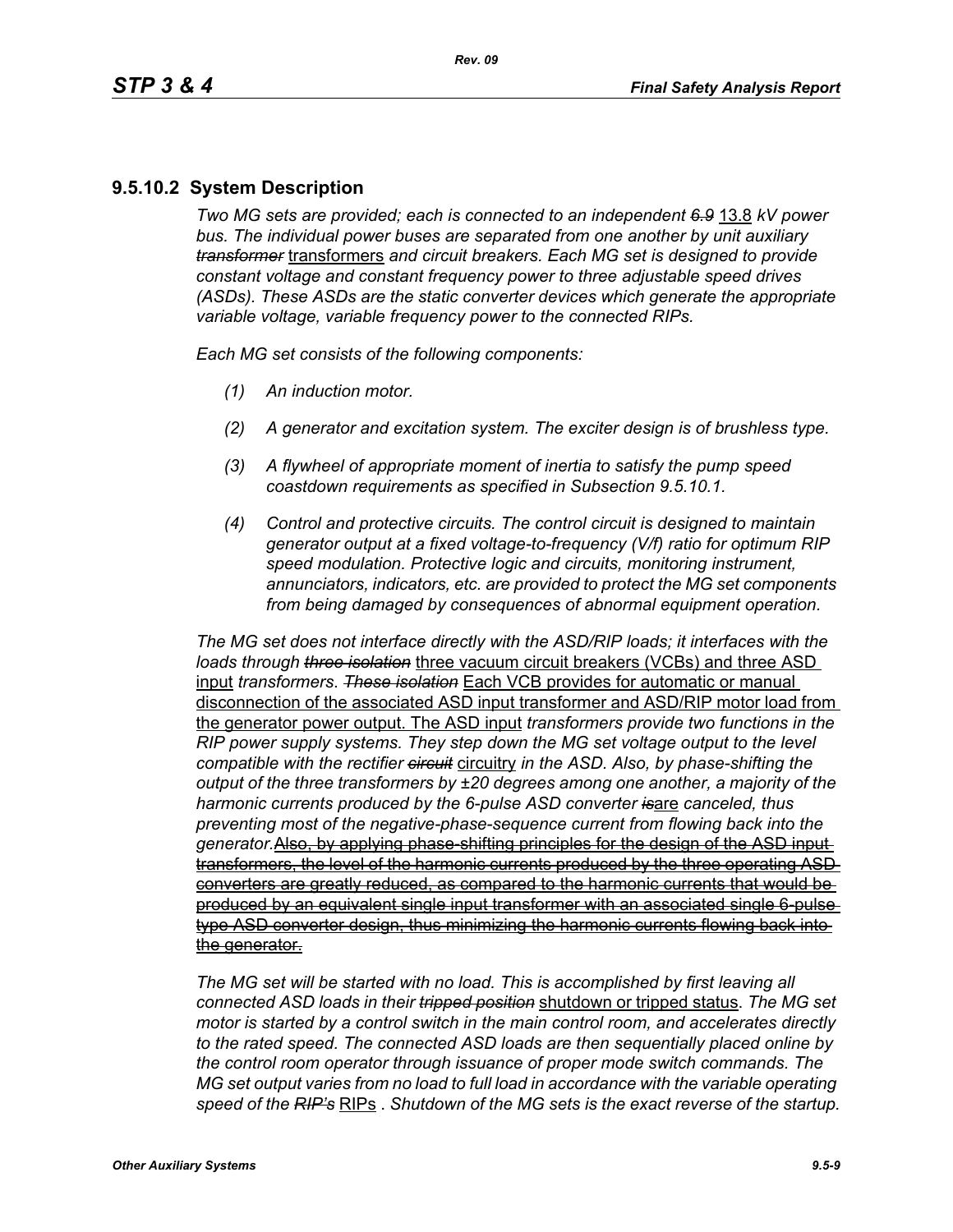## 9.5.10.2 System Description

*Two MG sets are provided; each is connected to an independent ~~6.9~~* 13.8 *kV power bus. The individual power buses are separated from one another by unit auxiliary ~~transformer~~* transformers *and circuit breakers. Each MG set is designed to provide constant voltage and constant frequency power to three adjustable speed drives (ASDs). These ASDs are the static converter devices which generate the appropriate variable voltage, variable frequency power to the connected RIPs.*

*Each MG set consists of the following components:*

*(1) An induction motor.*

*(2) A generator and excitation system. The exciter design is of brushless type.*

*(3) A flywheel of appropriate moment of inertia to satisfy the pump speed coastdown requirements as specified in Subsection 9.5.10.1.*

*(4) Control and protective circuits. The control circuit is designed to maintain generator output at a fixed voltage-to-frequency (V/f) ratio for optimum RIP speed modulation. Protective logic and circuits, monitoring instrument, annunciators, indicators, etc. are provided to protect the MG set components from being damaged by consequences of abnormal equipment operation.*

*The MG set does not interface directly with the ASD/RIP loads; it interfaces with the loads through ~~three isolation~~* three vacuum circuit breakers (VCBs) and three ASD input *transformers. ~~These isolation~~* Each VCB provides for automatic or manual disconnection of the associated ASD input transformer and ASD/RIP motor load from the generator power output. The ASD input *transformers provide two functions in the RIP power supply systems. They step down the MG set voltage output to the level compatible with the rectifier ~~circuit~~* circuitry *in the ASD. Also, by phase-shifting the output of the three transformers by ±20 degrees among one another, a majority of the harmonic currents produced by the 6-pulse ASD converter ~~is~~*are *canceled, thus preventing most of the negative-phase-sequence current from flowing back into the generator.*~~Also, by applying phase-shifting principles for the design of the ASD input transformers, the level of the harmonic currents produced by the three operating ASD converters are greatly reduced, as compared to the harmonic currents that would be produced by an equivalent single input transformer with an associated single 6-pulse type ASD converter design, thus minimizing the harmonic currents flowing back into the generator.~~

*The MG set will be started with no load. This is accomplished by first leaving all connected ASD loads in their ~~tripped position~~* shutdown or tripped status. *The MG set motor is started by a control switch in the main control room, and accelerates directly to the rated speed. The connected ASD loads are then sequentially placed online by the control room operator through issuance of proper mode switch commands. The MG set output varies from no load to full load in accordance with the variable operating speed of the ~~RIP's~~* RIPs *. Shutdown of the MG sets is the exact reverse of the startup.*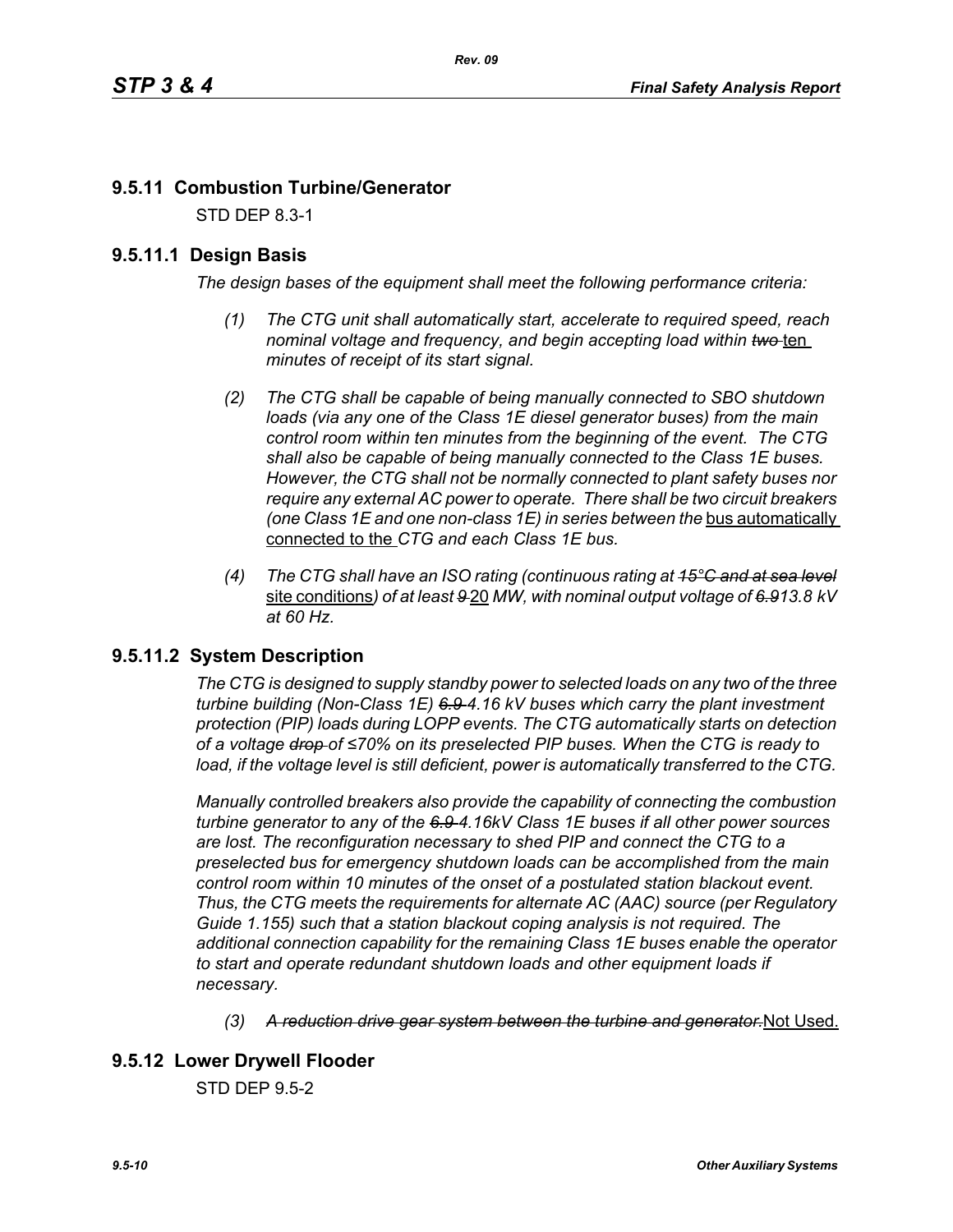## 9.5.11 Combustion Turbine/Generator

STD DEP 8.3-1

### 9.5.11.1 Design Basis

*The design bases of the equipment shall meet the following performance criteria:*

- *(1) The CTG unit shall automatically start, accelerate to required speed, reach nominal voltage and frequency, and begin accepting load within ~~two~~* ten *minutes of receipt of its start signal.*

- *(2) The CTG shall be capable of being manually connected to SBO shutdown loads (via any one of the Class 1E diesel generator buses) from the main control room within ten minutes from the beginning of the event. The CTG shall also be capable of being manually connected to the Class 1E buses. However, the CTG shall not be normally connected to plant safety buses nor require any external AC power to operate. There shall be two circuit breakers (one Class 1E and one non-class 1E) in series between the* bus automatically connected to the *CTG and each Class 1E bus.*

- *(4) The CTG shall have an ISO rating (continuous rating at ~~15°C and at sea level~~* site conditions*) of at least ~~9~~* 20 *MW, with nominal output voltage of ~~6.9~~13.8 kV at 60 Hz.*

### 9.5.11.2 System Description

*The CTG is designed to supply standby power to selected loads on any two of the three turbine building (Non-Class 1E) ~~6.9~~ 4.16 kV buses which carry the plant investment protection (PIP) loads during LOPP events. The CTG automatically starts on detection of a voltage ~~drop~~ of ≤70% on its preselected PIP buses. When the CTG is ready to load, if the voltage level is still deficient, power is automatically transferred to the CTG.*

*Manually controlled breakers also provide the capability of connecting the combustion turbine generator to any of the ~~6.9~~ 4.16kV Class 1E buses if all other power sources are lost. The reconfiguration necessary to shed PIP and connect the CTG to a preselected bus for emergency shutdown loads can be accomplished from the main control room within 10 minutes of the onset of a postulated station blackout event. Thus, the CTG meets the requirements for alternate AC (AAC) source (per Regulatory Guide 1.155) such that a station blackout coping analysis is not required. The additional connection capability for the remaining Class 1E buses enable the operator to start and operate redundant shutdown loads and other equipment loads if necessary.*

- *(3) ~~A reduction drive gear system between the turbine and generator.~~*Not Used.

## 9.5.12 Lower Drywell Flooder

STD DEP 9.5-2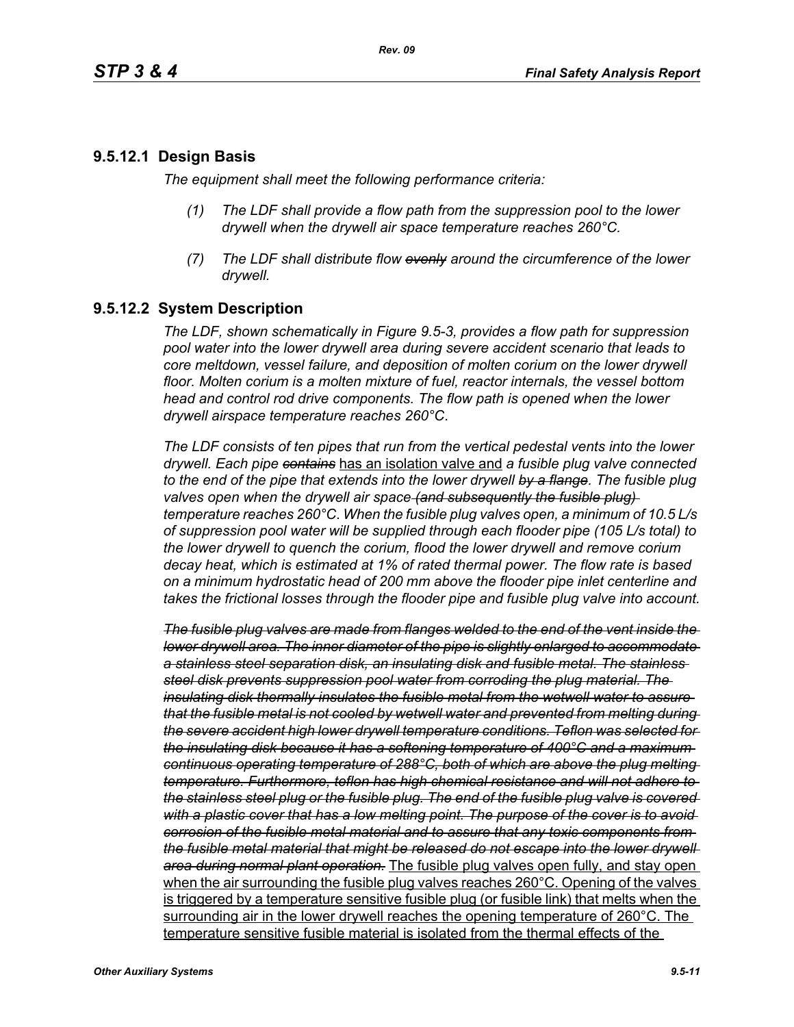### 9.5.12.1 Design Basis

*The equipment shall meet the following performance criteria:*

*(1) The LDF shall provide a flow path from the suppression pool to the lower drywell when the drywell air space temperature reaches 260°C.*

*(7) The LDF shall distribute flow ~~evenly~~ around the circumference of the lower drywell.*

### 9.5.12.2 System Description

*The LDF, shown schematically in Figure 9.5-3, provides a flow path for suppression pool water into the lower drywell area during severe accident scenario that leads to core meltdown, vessel failure, and deposition of molten corium on the lower drywell floor. Molten corium is a molten mixture of fuel, reactor internals, the vessel bottom head and control rod drive components. The flow path is opened when the lower drywell airspace temperature reaches 260°C.*

*The LDF consists of ten pipes that run from the vertical pedestal vents into the lower drywell. Each pipe ~~contains~~* has an isolation valve and *a fusible plug valve connected to the end of the pipe that extends into the lower drywell ~~by a flange~~. The fusible plug valves open when the drywell air space ~~(and subsequently the fusible plug)~~ temperature reaches 260°C. When the fusible plug valves open, a minimum of 10.5 L/s of suppression pool water will be supplied through each flooder pipe (105 L/s total) to the lower drywell to quench the corium, flood the lower drywell and remove corium decay heat, which is estimated at 1% of rated thermal power. The flow rate is based on a minimum hydrostatic head of 200 mm above the flooder pipe inlet centerline and takes the frictional losses through the flooder pipe and fusible plug valve into account.*

*~~The fusible plug valves are made from flanges welded to the end of the vent inside the lower drywell area. The inner diameter of the pipe is slightly enlarged to accommodate a stainless steel separation disk, an insulating disk and fusible metal. The stainless steel disk prevents suppression pool water from corroding the plug material. The insulating disk thermally insulates the fusible metal from the wetwell water to assure that the fusible metal is not cooled by wetwell water and prevented from melting during the severe accident high lower drywell temperature conditions. Teflon was selected for the insulating disk because it has a softening temperature of 400°C and a maximum continuous operating temperature of 288°C, both of which are above the plug melting temperature. Furthermore, teflon has high chemical resistance and will not adhere to the stainless steel plug or the fusible plug. The end of the fusible plug valve is covered with a plastic cover that has a low melting point. The purpose of the cover is to avoid corrosion of the fusible metal material and to assure that any toxic components from the fusible metal material that might be released do not escape into the lower drywell area during normal plant operation.~~* The fusible plug valves open fully, and stay open when the air surrounding the fusible plug valves reaches 260°C. Opening of the valves is triggered by a temperature sensitive fusible plug (or fusible link) that melts when the surrounding air in the lower drywell reaches the opening temperature of 260°C. The temperature sensitive fusible material is isolated from the thermal effects of the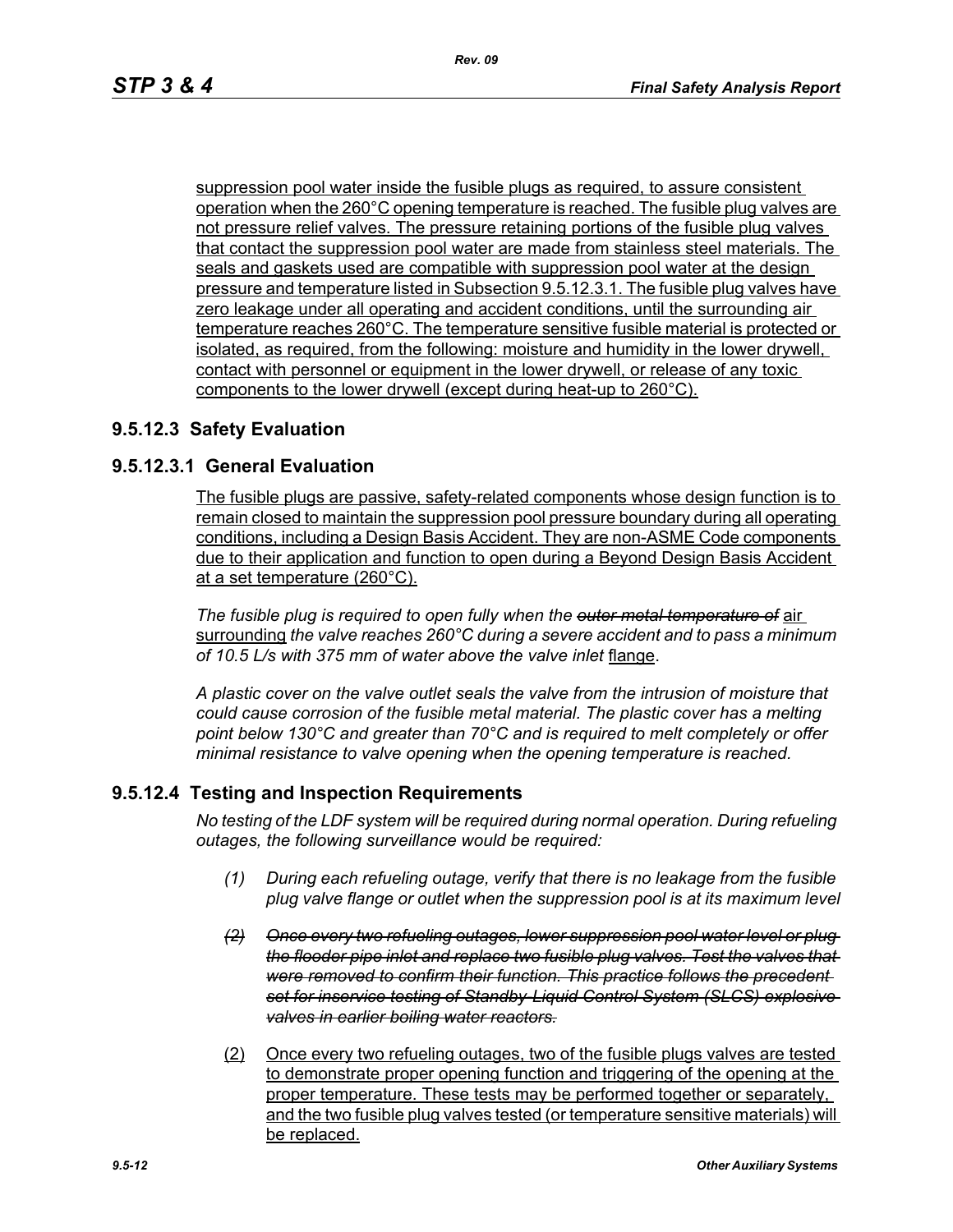suppression pool water inside the fusible plugs as required, to assure consistent operation when the 260°C opening temperature is reached. The fusible plug valves are not pressure relief valves. The pressure retaining portions of the fusible plug valves that contact the suppression pool water are made from stainless steel materials. The seals and gaskets used are compatible with suppression pool water at the design pressure and temperature listed in Subsection 9.5.12.3.1. The fusible plug valves have zero leakage under all operating and accident conditions, until the surrounding air temperature reaches 260°C. The temperature sensitive fusible material is protected or isolated, as required, from the following: moisture and humidity in the lower drywell, contact with personnel or equipment in the lower drywell, or release of any toxic components to the lower drywell (except during heat-up to 260°C).

## 9.5.12.3 Safety Evaluation

### 9.5.12.3.1 General Evaluation

The fusible plugs are passive, safety-related components whose design function is to remain closed to maintain the suppression pool pressure boundary during all operating conditions, including a Design Basis Accident. They are non-ASME Code components due to their application and function to open during a Beyond Design Basis Accident at a set temperature (260°C).

*The fusible plug is required to open fully when the ~~outer metal temperature of~~* air surrounding *the valve reaches 260°C during a severe accident and to pass a minimum of 10.5 L/s with 375 mm of water above the valve inlet* flange.

*A plastic cover on the valve outlet seals the valve from the intrusion of moisture that could cause corrosion of the fusible metal material. The plastic cover has a melting point below 130°C and greater than 70°C and is required to melt completely or offer minimal resistance to valve opening when the opening temperature is reached.*

## 9.5.12.4 Testing and Inspection Requirements

*No testing of the LDF system will be required during normal operation. During refueling outages, the following surveillance would be required:*

(1) *During each refueling outage, verify that there is no leakage from the fusible plug valve flange or outlet when the suppression pool is at its maximum level*

~~(2) Once every two refueling outages, lower suppression pool water level or plug the flooder pipe inlet and replace two fusible plug valves. Test the valves that were removed to confirm their function. This practice follows the precedent set for inservice testing of Standby Liquid Control System (SLCS) explosive valves in earlier boiling water reactors.~~

(2) Once every two refueling outages, two of the fusible plugs valves are tested to demonstrate proper opening function and triggering of the opening at the proper temperature. These tests may be performed together or separately, and the two fusible plug valves tested (or temperature sensitive materials) will be replaced.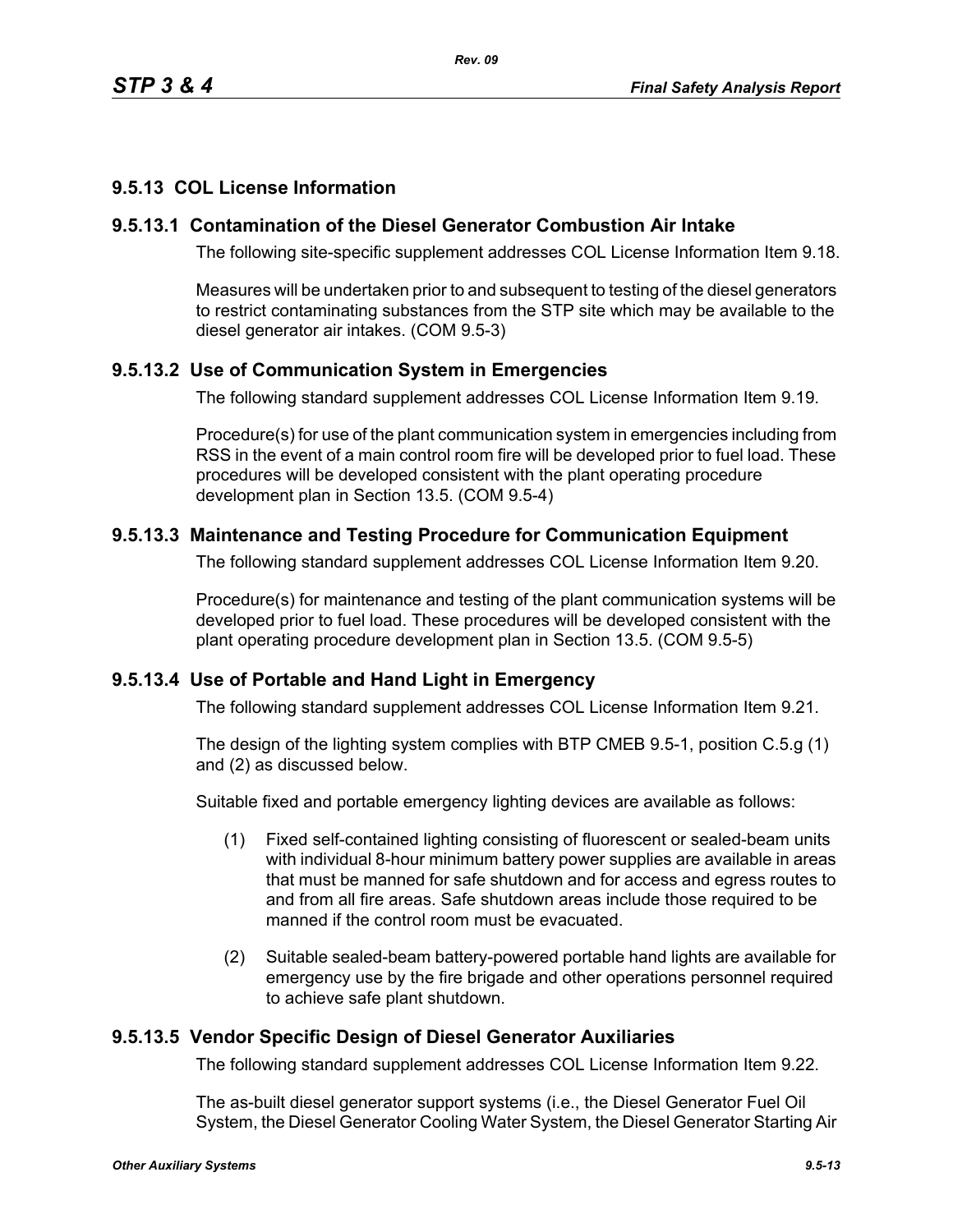## 9.5.13 COL License Information

### 9.5.13.1 Contamination of the Diesel Generator Combustion Air Intake

The following site-specific supplement addresses COL License Information Item 9.18.

Measures will be undertaken prior to and subsequent to testing of the diesel generators to restrict contaminating substances from the STP site which may be available to the diesel generator air intakes. (COM 9.5-3)

### 9.5.13.2 Use of Communication System in Emergencies

The following standard supplement addresses COL License Information Item 9.19.

Procedure(s) for use of the plant communication system in emergencies including from RSS in the event of a main control room fire will be developed prior to fuel load. These procedures will be developed consistent with the plant operating procedure development plan in Section 13.5. (COM 9.5-4)

### 9.5.13.3 Maintenance and Testing Procedure for Communication Equipment

The following standard supplement addresses COL License Information Item 9.20.

Procedure(s) for maintenance and testing of the plant communication systems will be developed prior to fuel load. These procedures will be developed consistent with the plant operating procedure development plan in Section 13.5. (COM 9.5-5)

### 9.5.13.4 Use of Portable and Hand Light in Emergency

The following standard supplement addresses COL License Information Item 9.21.

The design of the lighting system complies with BTP CMEB 9.5-1, position C.5.g (1) and (2) as discussed below.

Suitable fixed and portable emergency lighting devices are available as follows:

(1) Fixed self-contained lighting consisting of fluorescent or sealed-beam units with individual 8-hour minimum battery power supplies are available in areas that must be manned for safe shutdown and for access and egress routes to and from all fire areas. Safe shutdown areas include those required to be manned if the control room must be evacuated.

(2) Suitable sealed-beam battery-powered portable hand lights are available for emergency use by the fire brigade and other operations personnel required to achieve safe plant shutdown.

### 9.5.13.5 Vendor Specific Design of Diesel Generator Auxiliaries

The following standard supplement addresses COL License Information Item 9.22.

The as-built diesel generator support systems (i.e., the Diesel Generator Fuel Oil System, the Diesel Generator Cooling Water System, the Diesel Generator Starting Air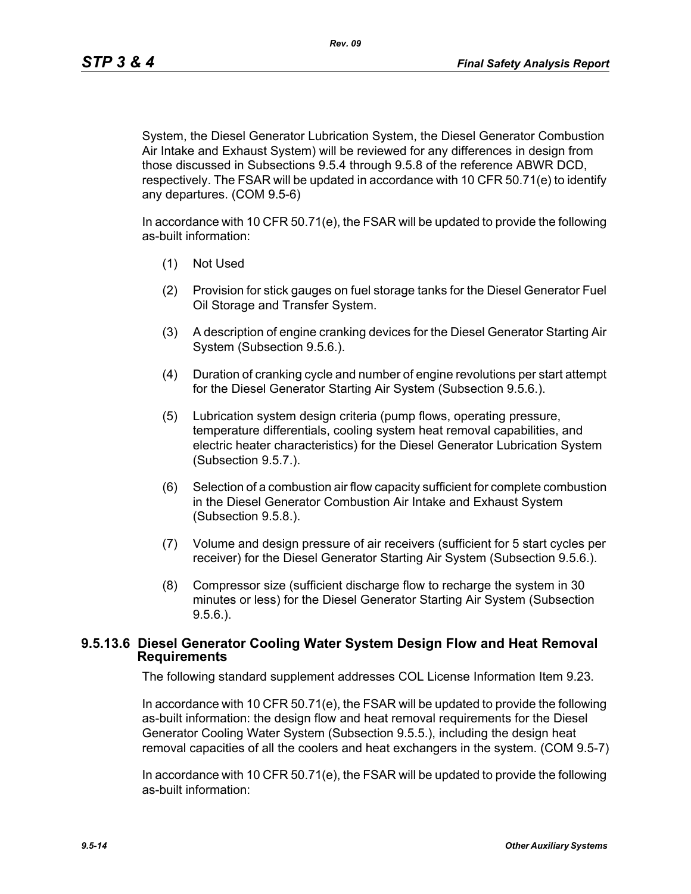System, the Diesel Generator Lubrication System, the Diesel Generator Combustion Air Intake and Exhaust System) will be reviewed for any differences in design from those discussed in Subsections 9.5.4 through 9.5.8 of the reference ABWR DCD, respectively. The FSAR will be updated in accordance with 10 CFR 50.71(e) to identify any departures. (COM 9.5-6)

In accordance with 10 CFR 50.71(e), the FSAR will be updated to provide the following as-built information:

(1) Not Used

(2) Provision for stick gauges on fuel storage tanks for the Diesel Generator Fuel Oil Storage and Transfer System.

(3) A description of engine cranking devices for the Diesel Generator Starting Air System (Subsection 9.5.6.).

(4) Duration of cranking cycle and number of engine revolutions per start attempt for the Diesel Generator Starting Air System (Subsection 9.5.6.).

(5) Lubrication system design criteria (pump flows, operating pressure, temperature differentials, cooling system heat removal capabilities, and electric heater characteristics) for the Diesel Generator Lubrication System (Subsection 9.5.7.).

(6) Selection of a combustion air flow capacity sufficient for complete combustion in the Diesel Generator Combustion Air Intake and Exhaust System (Subsection 9.5.8.).

(7) Volume and design pressure of air receivers (sufficient for 5 start cycles per receiver) for the Diesel Generator Starting Air System (Subsection 9.5.6.).

(8) Compressor size (sufficient discharge flow to recharge the system in 30 minutes or less) for the Diesel Generator Starting Air System (Subsection 9.5.6.).

### 9.5.13.6 Diesel Generator Cooling Water System Design Flow and Heat Removal Requirements

The following standard supplement addresses COL License Information Item 9.23.

In accordance with 10 CFR 50.71(e), the FSAR will be updated to provide the following as-built information: the design flow and heat removal requirements for the Diesel Generator Cooling Water System (Subsection 9.5.5.), including the design heat removal capacities of all the coolers and heat exchangers in the system. (COM 9.5-7)

In accordance with 10 CFR 50.71(e), the FSAR will be updated to provide the following as-built information: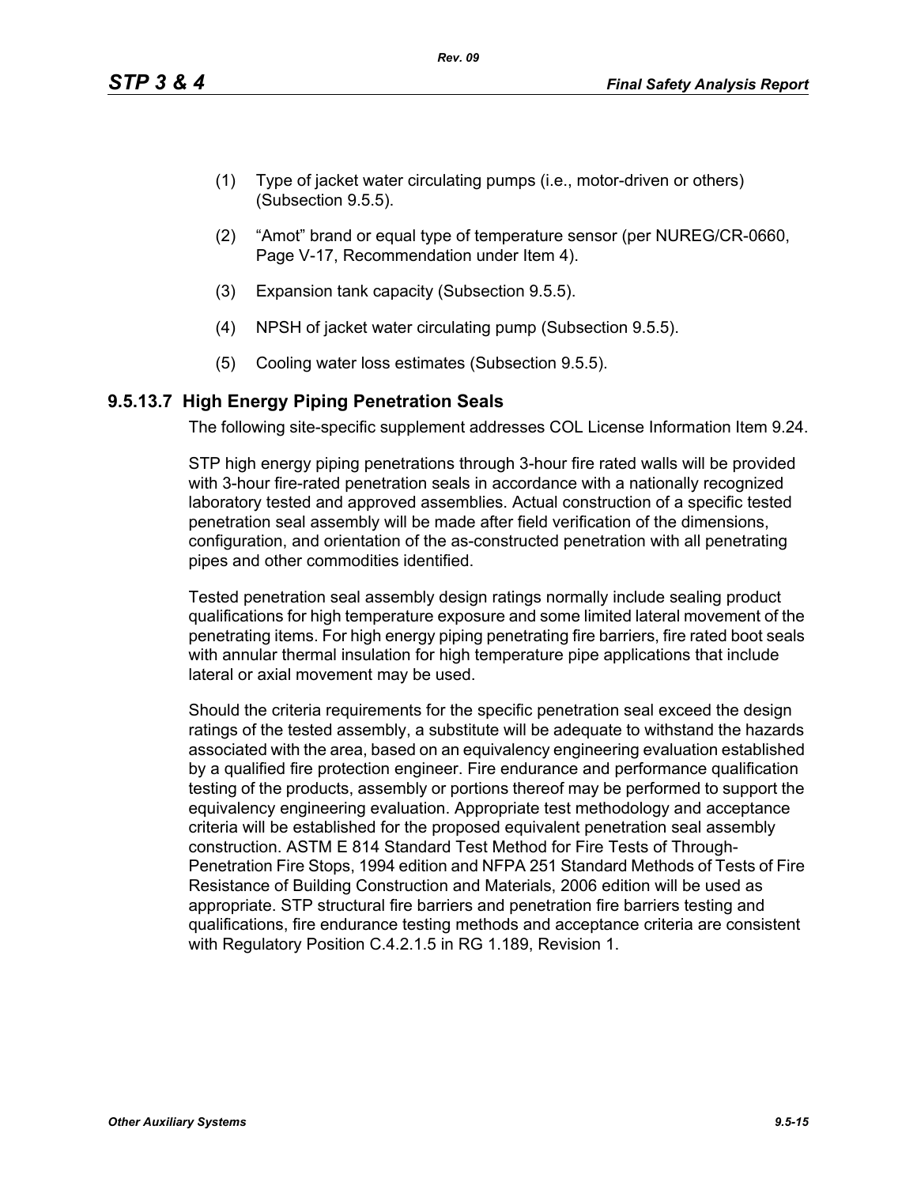(1) Type of jacket water circulating pumps (i.e., motor-driven or others) (Subsection 9.5.5).

(2) "Amot" brand or equal type of temperature sensor (per NUREG/CR-0660, Page V-17, Recommendation under Item 4).

(3) Expansion tank capacity (Subsection 9.5.5).

(4) NPSH of jacket water circulating pump (Subsection 9.5.5).

(5) Cooling water loss estimates (Subsection 9.5.5).

### 9.5.13.7 High Energy Piping Penetration Seals

The following site-specific supplement addresses COL License Information Item 9.24.

STP high energy piping penetrations through 3-hour fire rated walls will be provided with 3-hour fire-rated penetration seals in accordance with a nationally recognized laboratory tested and approved assemblies. Actual construction of a specific tested penetration seal assembly will be made after field verification of the dimensions, configuration, and orientation of the as-constructed penetration with all penetrating pipes and other commodities identified.

Tested penetration seal assembly design ratings normally include sealing product qualifications for high temperature exposure and some limited lateral movement of the penetrating items. For high energy piping penetrating fire barriers, fire rated boot seals with annular thermal insulation for high temperature pipe applications that include lateral or axial movement may be used.

Should the criteria requirements for the specific penetration seal exceed the design ratings of the tested assembly, a substitute will be adequate to withstand the hazards associated with the area, based on an equivalency engineering evaluation established by a qualified fire protection engineer. Fire endurance and performance qualification testing of the products, assembly or portions thereof may be performed to support the equivalency engineering evaluation. Appropriate test methodology and acceptance criteria will be established for the proposed equivalent penetration seal assembly construction. ASTM E 814 Standard Test Method for Fire Tests of Through-Penetration Fire Stops, 1994 edition and NFPA 251 Standard Methods of Tests of Fire Resistance of Building Construction and Materials, 2006 edition will be used as appropriate. STP structural fire barriers and penetration fire barriers testing and qualifications, fire endurance testing methods and acceptance criteria are consistent with Regulatory Position C.4.2.1.5 in RG 1.189, Revision 1.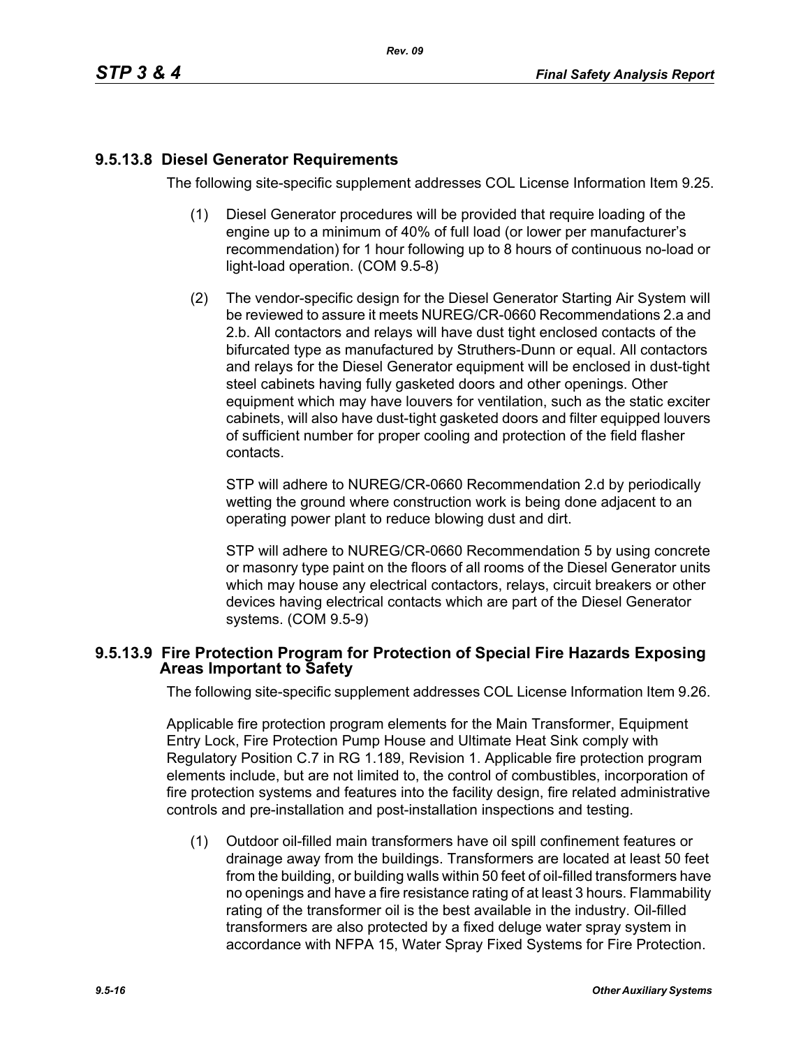### 9.5.13.8 Diesel Generator Requirements

The following site-specific supplement addresses COL License Information Item 9.25.

(1) Diesel Generator procedures will be provided that require loading of the engine up to a minimum of 40% of full load (or lower per manufacturer's recommendation) for 1 hour following up to 8 hours of continuous no-load or light-load operation. (COM 9.5-8)

(2) The vendor-specific design for the Diesel Generator Starting Air System will be reviewed to assure it meets NUREG/CR-0660 Recommendations 2.a and 2.b. All contactors and relays will have dust tight enclosed contacts of the bifurcated type as manufactured by Struthers-Dunn or equal. All contactors and relays for the Diesel Generator equipment will be enclosed in dust-tight steel cabinets having fully gasketed doors and other openings. Other equipment which may have louvers for ventilation, such as the static exciter cabinets, will also have dust-tight gasketed doors and filter equipped louvers of sufficient number for proper cooling and protection of the field flasher contacts.

STP will adhere to NUREG/CR-0660 Recommendation 2.d by periodically wetting the ground where construction work is being done adjacent to an operating power plant to reduce blowing dust and dirt.

STP will adhere to NUREG/CR-0660 Recommendation 5 by using concrete or masonry type paint on the floors of all rooms of the Diesel Generator units which may house any electrical contactors, relays, circuit breakers or other devices having electrical contacts which are part of the Diesel Generator systems. (COM 9.5-9)

### 9.5.13.9 Fire Protection Program for Protection of Special Fire Hazards Exposing Areas Important to Safety

The following site-specific supplement addresses COL License Information Item 9.26.

Applicable fire protection program elements for the Main Transformer, Equipment Entry Lock, Fire Protection Pump House and Ultimate Heat Sink comply with Regulatory Position C.7 in RG 1.189, Revision 1. Applicable fire protection program elements include, but are not limited to, the control of combustibles, incorporation of fire protection systems and features into the facility design, fire related administrative controls and pre-installation and post-installation inspections and testing.

(1) Outdoor oil-filled main transformers have oil spill confinement features or drainage away from the buildings. Transformers are located at least 50 feet from the building, or building walls within 50 feet of oil-filled transformers have no openings and have a fire resistance rating of at least 3 hours. Flammability rating of the transformer oil is the best available in the industry. Oil-filled transformers are also protected by a fixed deluge water spray system in accordance with NFPA 15, Water Spray Fixed Systems for Fire Protection.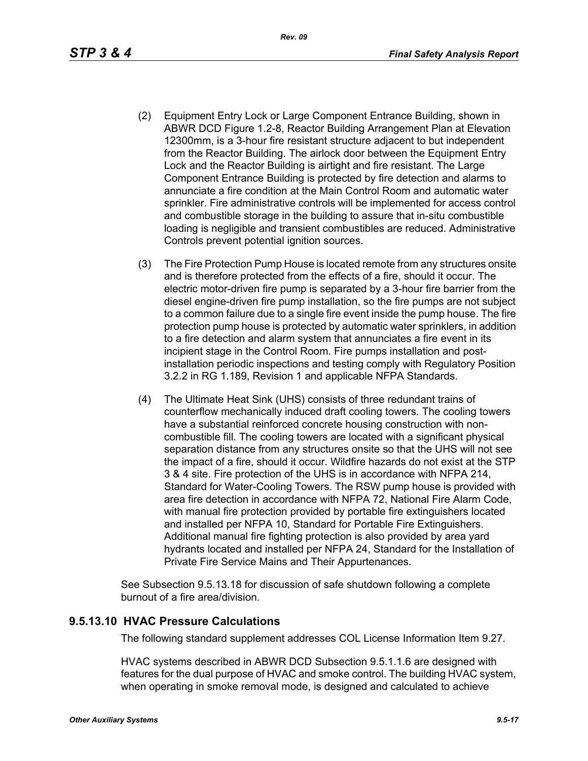(2) Equipment Entry Lock or Large Component Entrance Building, shown in ABWR DCD Figure 1.2-8, Reactor Building Arrangement Plan at Elevation 12300mm, is a 3-hour fire resistant structure adjacent to but independent from the Reactor Building. The airlock door between the Equipment Entry Lock and the Reactor Building is airtight and fire resistant. The Large Component Entrance Building is protected by fire detection and alarms to annunciate a fire condition at the Main Control Room and automatic water sprinkler. Fire administrative controls will be implemented for access control and combustible storage in the building to assure that in-situ combustible loading is negligible and transient combustibles are reduced. Administrative Controls prevent potential ignition sources.

(3) The Fire Protection Pump House is located remote from any structures onsite and is therefore protected from the effects of a fire, should it occur. The electric motor-driven fire pump is separated by a 3-hour fire barrier from the diesel engine-driven fire pump installation, so the fire pumps are not subject to a common failure due to a single fire event inside the pump house. The fire protection pump house is protected by automatic water sprinklers, in addition to a fire detection and alarm system that annunciates a fire event in its incipient stage in the Control Room. Fire pumps installation and post-installation periodic inspections and testing comply with Regulatory Position 3.2.2 in RG 1.189, Revision 1 and applicable NFPA Standards.

(4) The Ultimate Heat Sink (UHS) consists of three redundant trains of counterflow mechanically induced draft cooling towers. The cooling towers have a substantial reinforced concrete housing construction with non-combustible fill. The cooling towers are located with a significant physical separation distance from any structures onsite so that the UHS will not see the impact of a fire, should it occur. Wildfire hazards do not exist at the STP 3 & 4 site. Fire protection of the UHS is in accordance with NFPA 214, Standard for Water-Cooling Towers. The RSW pump house is provided with area fire detection in accordance with NFPA 72, National Fire Alarm Code, with manual fire protection provided by portable fire extinguishers located and installed per NFPA 10, Standard for Portable Fire Extinguishers. Additional manual fire fighting protection is also provided by area yard hydrants located and installed per NFPA 24, Standard for the Installation of Private Fire Service Mains and Their Appurtenances.

See Subsection 9.5.13.18 for discussion of safe shutdown following a complete burnout of a fire area/division.

## 9.5.13.10 HVAC Pressure Calculations

The following standard supplement addresses COL License Information Item 9.27.

HVAC systems described in ABWR DCD Subsection 9.5.1.1.6 are designed with features for the dual purpose of HVAC and smoke control. The building HVAC system, when operating in smoke removal mode, is designed and calculated to achieve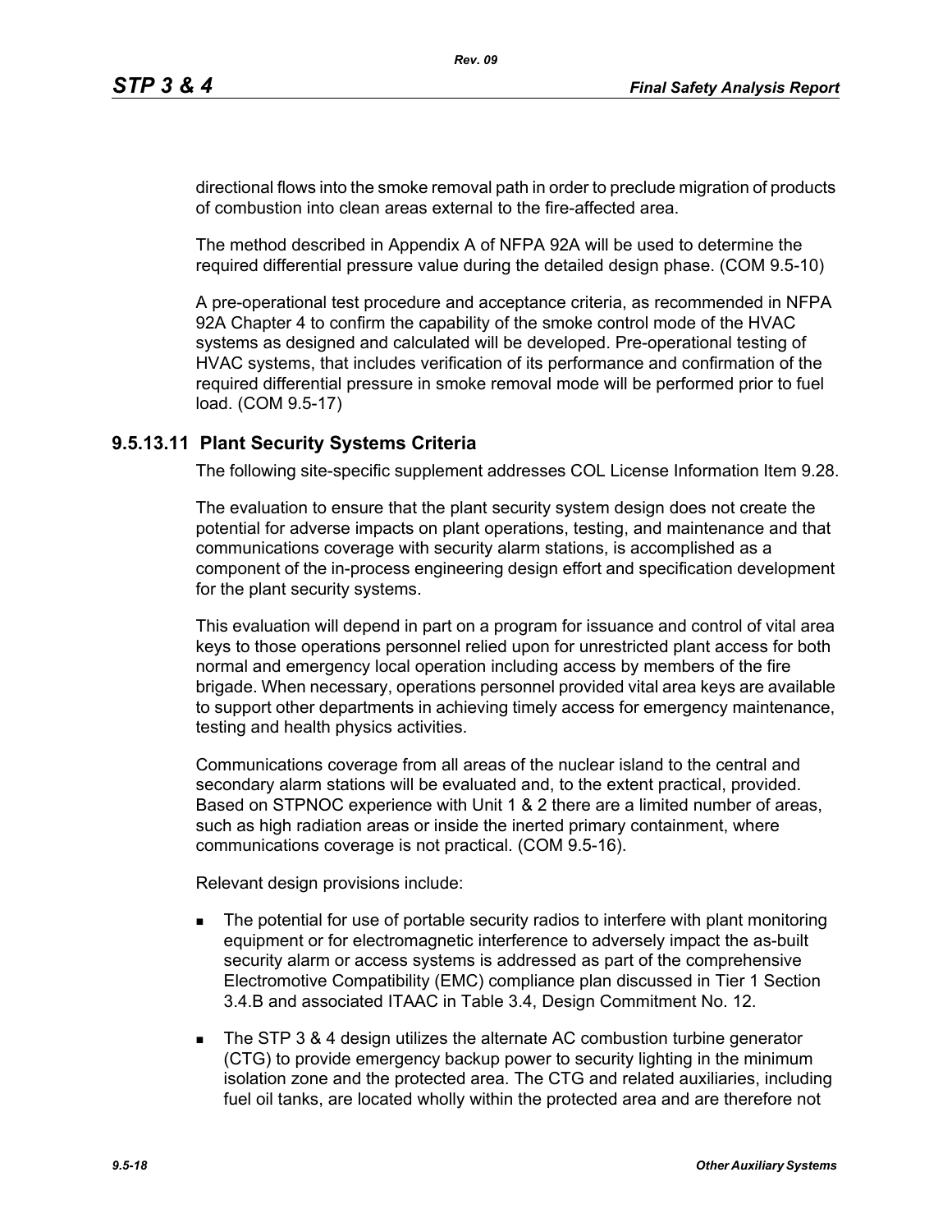directional flows into the smoke removal path in order to preclude migration of products of combustion into clean areas external to the fire-affected area.

The method described in Appendix A of NFPA 92A will be used to determine the required differential pressure value during the detailed design phase. (COM 9.5-10)

A pre-operational test procedure and acceptance criteria, as recommended in NFPA 92A Chapter 4 to confirm the capability of the smoke control mode of the HVAC systems as designed and calculated will be developed. Pre-operational testing of HVAC systems, that includes verification of its performance and confirmation of the required differential pressure in smoke removal mode will be performed prior to fuel load. (COM 9.5-17)

### 9.5.13.11 Plant Security Systems Criteria

The following site-specific supplement addresses COL License Information Item 9.28.

The evaluation to ensure that the plant security system design does not create the potential for adverse impacts on plant operations, testing, and maintenance and that communications coverage with security alarm stations, is accomplished as a component of the in-process engineering design effort and specification development for the plant security systems.

This evaluation will depend in part on a program for issuance and control of vital area keys to those operations personnel relied upon for unrestricted plant access for both normal and emergency local operation including access by members of the fire brigade. When necessary, operations personnel provided vital area keys are available to support other departments in achieving timely access for emergency maintenance, testing and health physics activities.

Communications coverage from all areas of the nuclear island to the central and secondary alarm stations will be evaluated and, to the extent practical, provided. Based on STPNOC experience with Unit 1 & 2 there are a limited number of areas, such as high radiation areas or inside the inerted primary containment, where communications coverage is not practical. (COM 9.5-16).

Relevant design provisions include:

- The potential for use of portable security radios to interfere with plant monitoring equipment or for electromagnetic interference to adversely impact the as-built security alarm or access systems is addressed as part of the comprehensive Electromotive Compatibility (EMC) compliance plan discussed in Tier 1 Section 3.4.B and associated ITAAC in Table 3.4, Design Commitment No. 12.
- The STP 3 & 4 design utilizes the alternate AC combustion turbine generator (CTG) to provide emergency backup power to security lighting in the minimum isolation zone and the protected area. The CTG and related auxiliaries, including fuel oil tanks, are located wholly within the protected area and are therefore not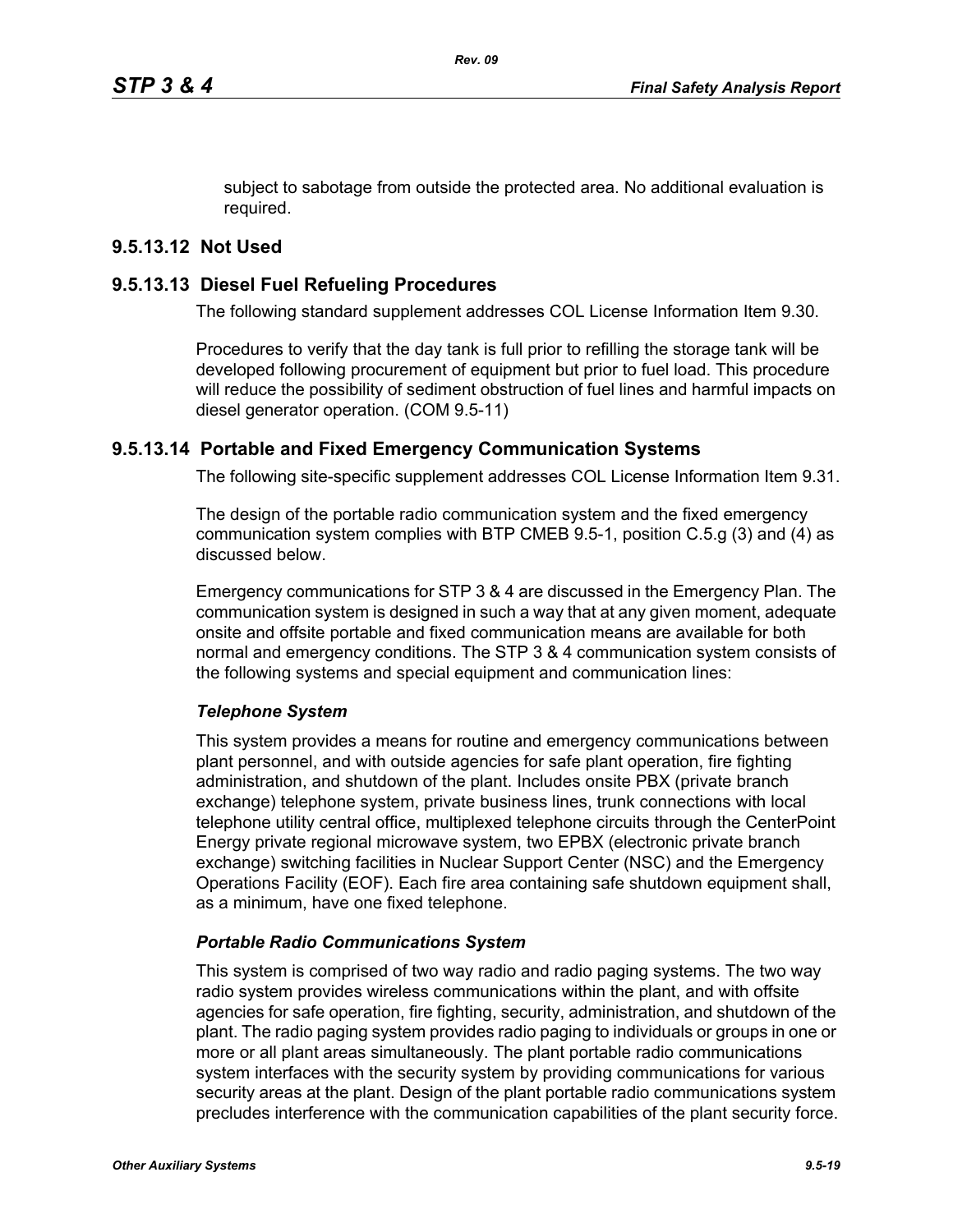subject to sabotage from outside the protected area. No additional evaluation is required.

### 9.5.13.12 Not Used

### 9.5.13.13 Diesel Fuel Refueling Procedures

The following standard supplement addresses COL License Information Item 9.30.

Procedures to verify that the day tank is full prior to refilling the storage tank will be developed following procurement of equipment but prior to fuel load. This procedure will reduce the possibility of sediment obstruction of fuel lines and harmful impacts on diesel generator operation. (COM 9.5-11)

### 9.5.13.14 Portable and Fixed Emergency Communication Systems

The following site-specific supplement addresses COL License Information Item 9.31.

The design of the portable radio communication system and the fixed emergency communication system complies with BTP CMEB 9.5-1, position C.5.g (3) and (4) as discussed below.

Emergency communications for STP 3 & 4 are discussed in the Emergency Plan. The communication system is designed in such a way that at any given moment, adequate onsite and offsite portable and fixed communication means are available for both normal and emergency conditions. The STP 3 & 4 communication system consists of the following systems and special equipment and communication lines:

***Telephone System***

This system provides a means for routine and emergency communications between plant personnel, and with outside agencies for safe plant operation, fire fighting administration, and shutdown of the plant. Includes onsite PBX (private branch exchange) telephone system, private business lines, trunk connections with local telephone utility central office, multiplexed telephone circuits through the CenterPoint Energy private regional microwave system, two EPBX (electronic private branch exchange) switching facilities in Nuclear Support Center (NSC) and the Emergency Operations Facility (EOF). Each fire area containing safe shutdown equipment shall, as a minimum, have one fixed telephone.

***Portable Radio Communications System***

This system is comprised of two way radio and radio paging systems. The two way radio system provides wireless communications within the plant, and with offsite agencies for safe operation, fire fighting, security, administration, and shutdown of the plant. The radio paging system provides radio paging to individuals or groups in one or more or all plant areas simultaneously. The plant portable radio communications system interfaces with the security system by providing communications for various security areas at the plant. Design of the plant portable radio communications system precludes interference with the communication capabilities of the plant security force.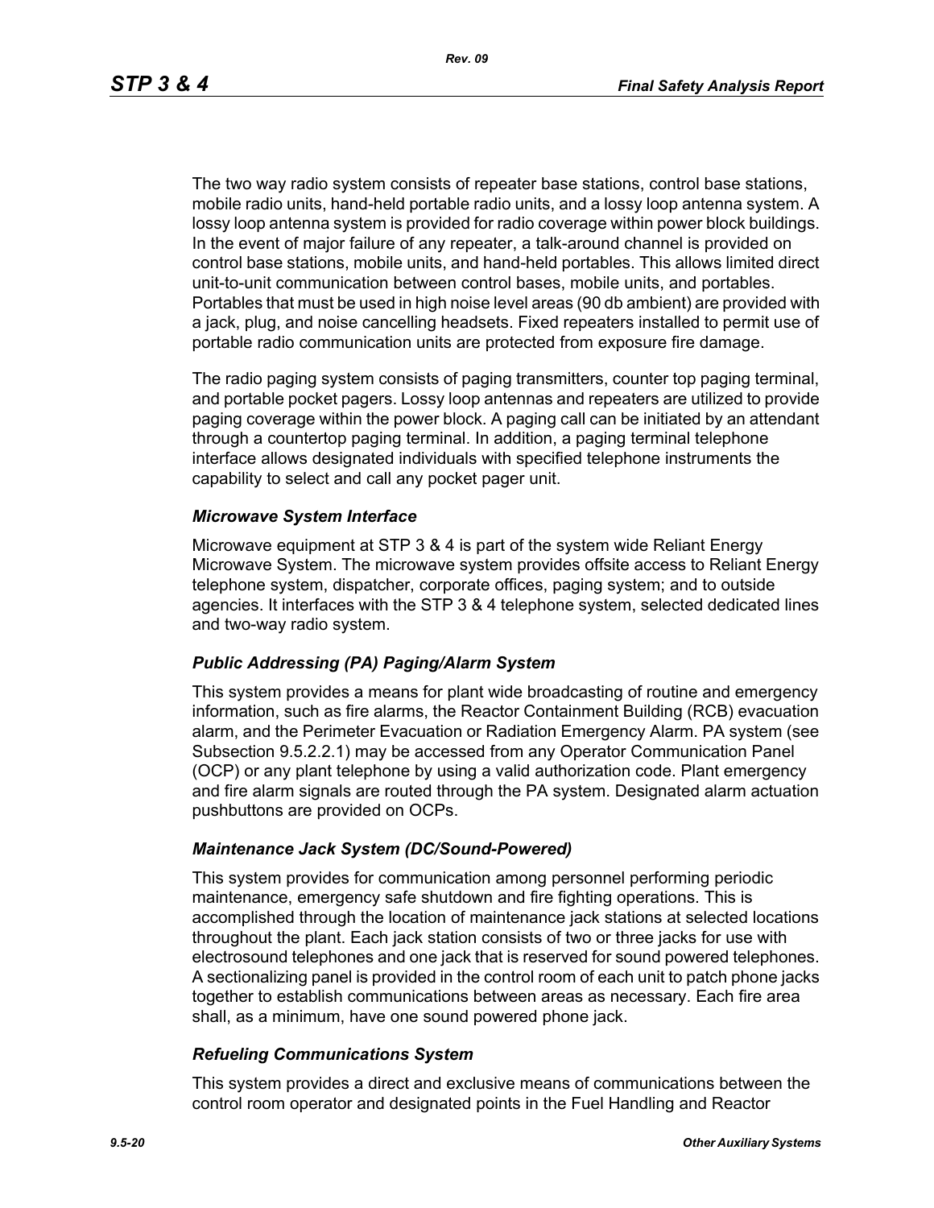The two way radio system consists of repeater base stations, control base stations, mobile radio units, hand-held portable radio units, and a lossy loop antenna system. A lossy loop antenna system is provided for radio coverage within power block buildings. In the event of major failure of any repeater, a talk-around channel is provided on control base stations, mobile units, and hand-held portables. This allows limited direct unit-to-unit communication between control bases, mobile units, and portables. Portables that must be used in high noise level areas (90 db ambient) are provided with a jack, plug, and noise cancelling headsets. Fixed repeaters installed to permit use of portable radio communication units are protected from exposure fire damage.

The radio paging system consists of paging transmitters, counter top paging terminal, and portable pocket pagers. Lossy loop antennas and repeaters are utilized to provide paging coverage within the power block. A paging call can be initiated by an attendant through a countertop paging terminal. In addition, a paging terminal telephone interface allows designated individuals with specified telephone instruments the capability to select and call any pocket pager unit.

### *Microwave System Interface*

Microwave equipment at STP 3 & 4 is part of the system wide Reliant Energy Microwave System. The microwave system provides offsite access to Reliant Energy telephone system, dispatcher, corporate offices, paging system; and to outside agencies. It interfaces with the STP 3 & 4 telephone system, selected dedicated lines and two-way radio system.

### *Public Addressing (PA) Paging/Alarm System*

This system provides a means for plant wide broadcasting of routine and emergency information, such as fire alarms, the Reactor Containment Building (RCB) evacuation alarm, and the Perimeter Evacuation or Radiation Emergency Alarm. PA system (see Subsection 9.5.2.2.1) may be accessed from any Operator Communication Panel (OCP) or any plant telephone by using a valid authorization code. Plant emergency and fire alarm signals are routed through the PA system. Designated alarm actuation pushbuttons are provided on OCPs.

### *Maintenance Jack System (DC/Sound-Powered)*

This system provides for communication among personnel performing periodic maintenance, emergency safe shutdown and fire fighting operations. This is accomplished through the location of maintenance jack stations at selected locations throughout the plant. Each jack station consists of two or three jacks for use with electrosound telephones and one jack that is reserved for sound powered telephones. A sectionalizing panel is provided in the control room of each unit to patch phone jacks together to establish communications between areas as necessary. Each fire area shall, as a minimum, have one sound powered phone jack.

### *Refueling Communications System*

This system provides a direct and exclusive means of communications between the control room operator and designated points in the Fuel Handling and Reactor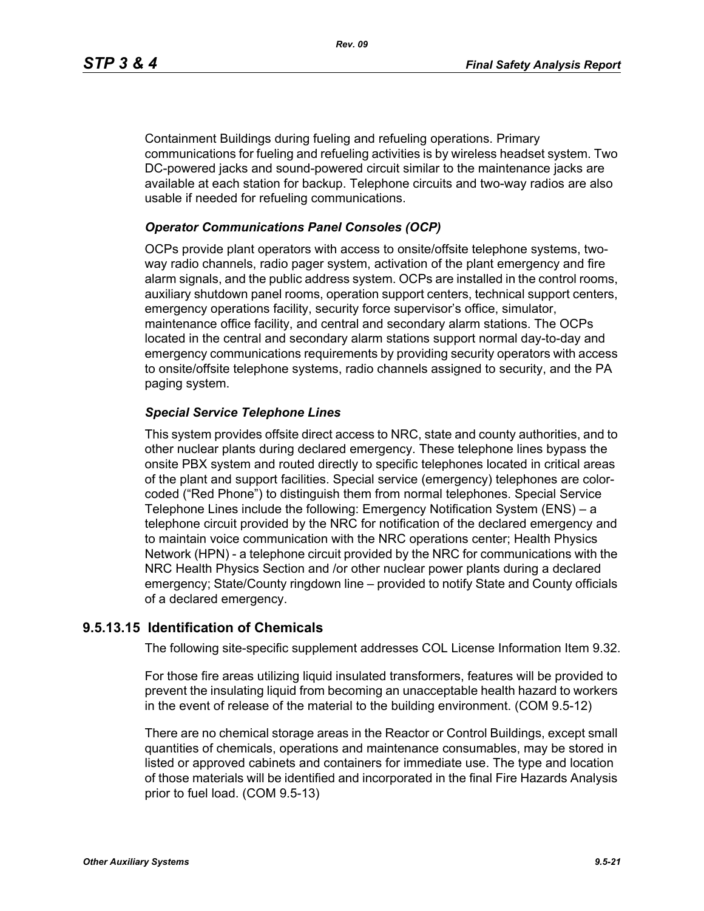Containment Buildings during fueling and refueling operations. Primary communications for fueling and refueling activities is by wireless headset system. Two DC-powered jacks and sound-powered circuit similar to the maintenance jacks are available at each station for backup. Telephone circuits and two-way radios are also usable if needed for refueling communications.

*Operator Communications Panel Consoles (OCP)*

OCPs provide plant operators with access to onsite/offsite telephone systems, two-way radio channels, radio pager system, activation of the plant emergency and fire alarm signals, and the public address system. OCPs are installed in the control rooms, auxiliary shutdown panel rooms, operation support centers, technical support centers, emergency operations facility, security force supervisor's office, simulator, maintenance office facility, and central and secondary alarm stations. The OCPs located in the central and secondary alarm stations support normal day-to-day and emergency communications requirements by providing security operators with access to onsite/offsite telephone systems, radio channels assigned to security, and the PA paging system.

*Special Service Telephone Lines*

This system provides offsite direct access to NRC, state and county authorities, and to other nuclear plants during declared emergency. These telephone lines bypass the onsite PBX system and routed directly to specific telephones located in critical areas of the plant and support facilities. Special service (emergency) telephones are color-coded ("Red Phone") to distinguish them from normal telephones. Special Service Telephone Lines include the following: Emergency Notification System (ENS) – a telephone circuit provided by the NRC for notification of the declared emergency and to maintain voice communication with the NRC operations center; Health Physics Network (HPN) - a telephone circuit provided by the NRC for communications with the NRC Health Physics Section and /or other nuclear power plants during a declared emergency; State/County ringdown line – provided to notify State and County officials of a declared emergency.

### 9.5.13.15 Identification of Chemicals

The following site-specific supplement addresses COL License Information Item 9.32.

For those fire areas utilizing liquid insulated transformers, features will be provided to prevent the insulating liquid from becoming an unacceptable health hazard to workers in the event of release of the material to the building environment. (COM 9.5-12)

There are no chemical storage areas in the Reactor or Control Buildings, except small quantities of chemicals, operations and maintenance consumables, may be stored in listed or approved cabinets and containers for immediate use. The type and location of those materials will be identified and incorporated in the final Fire Hazards Analysis prior to fuel load. (COM 9.5-13)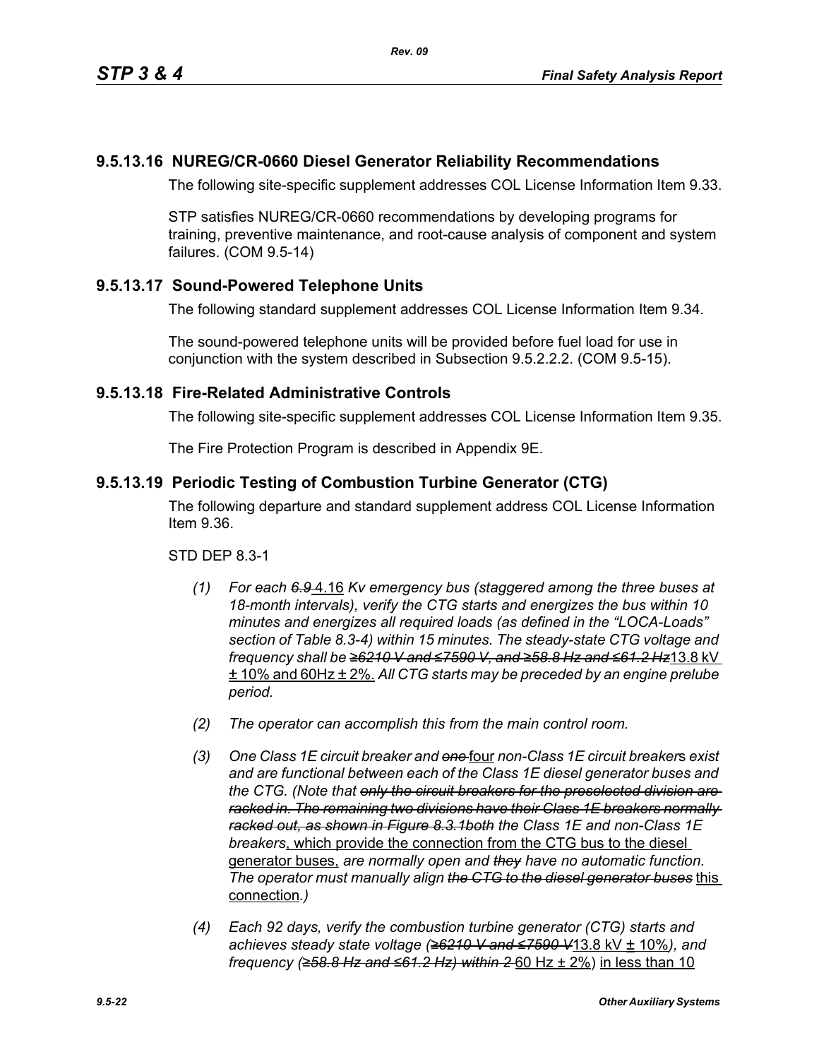## 9.5.13.16 NUREG/CR-0660 Diesel Generator Reliability Recommendations

The following site-specific supplement addresses COL License Information Item 9.33.

STP satisfies NUREG/CR-0660 recommendations by developing programs for training, preventive maintenance, and root-cause analysis of component and system failures. (COM 9.5-14)

## 9.5.13.17 Sound-Powered Telephone Units

The following standard supplement addresses COL License Information Item 9.34.

The sound-powered telephone units will be provided before fuel load for use in conjunction with the system described in Subsection 9.5.2.2.2. (COM 9.5-15).

## 9.5.13.18 Fire-Related Administrative Controls

The following site-specific supplement addresses COL License Information Item 9.35.

The Fire Protection Program is described in Appendix 9E.

## 9.5.13.19 Periodic Testing of Combustion Turbine Generator (CTG)

The following departure and standard supplement address COL License Information Item 9.36.

STD DEP 8.3-1

*(1) For each ~~6.9~~* 4.16 *Kv emergency bus (staggered among the three buses at 18-month intervals), verify the CTG starts and energizes the bus within 10 minutes and energizes all required loads (as defined in the "LOCA-Loads" section of Table 8.3-4) within 15 minutes. The steady-state CTG voltage and frequency shall be ~~≥6210 V and ≤7590 V, and ≥58.8 Hz and ≤61.2 Hz~~* 13.8 kV ± 10% and 60Hz ± 2%. *All CTG starts may be preceded by an engine prelube period.*

*(2) The operator can accomplish this from the main control room.*

*(3) One Class 1E circuit breaker and ~~one~~* four *non-Class 1E circuit breaker*s *exist and are functional between each of the Class 1E diesel generator buses and the CTG. (Note that ~~only the circuit breakers for the preselected division are racked in. The remaining two divisions have their Class 1E breakers normally racked out, as shown in Figure 8.3.1both~~ the Class 1E and non-Class 1E breakers*, which provide the connection from the CTG bus to the diesel generator buses, *are normally open and ~~they~~ have no automatic function. The operator must manually align ~~the CTG to the diesel generator buses~~* this connection*.)*

*(4) Each 92 days, verify the combustion turbine generator (CTG) starts and achieves steady state voltage (~~≥6210 V and ≤7590 V~~*13.8 kV ± 10%*), and frequency (~~≥58.8 Hz and ≤61.2 Hz) within 2~~* 60 Hz ± 2%) in less than 10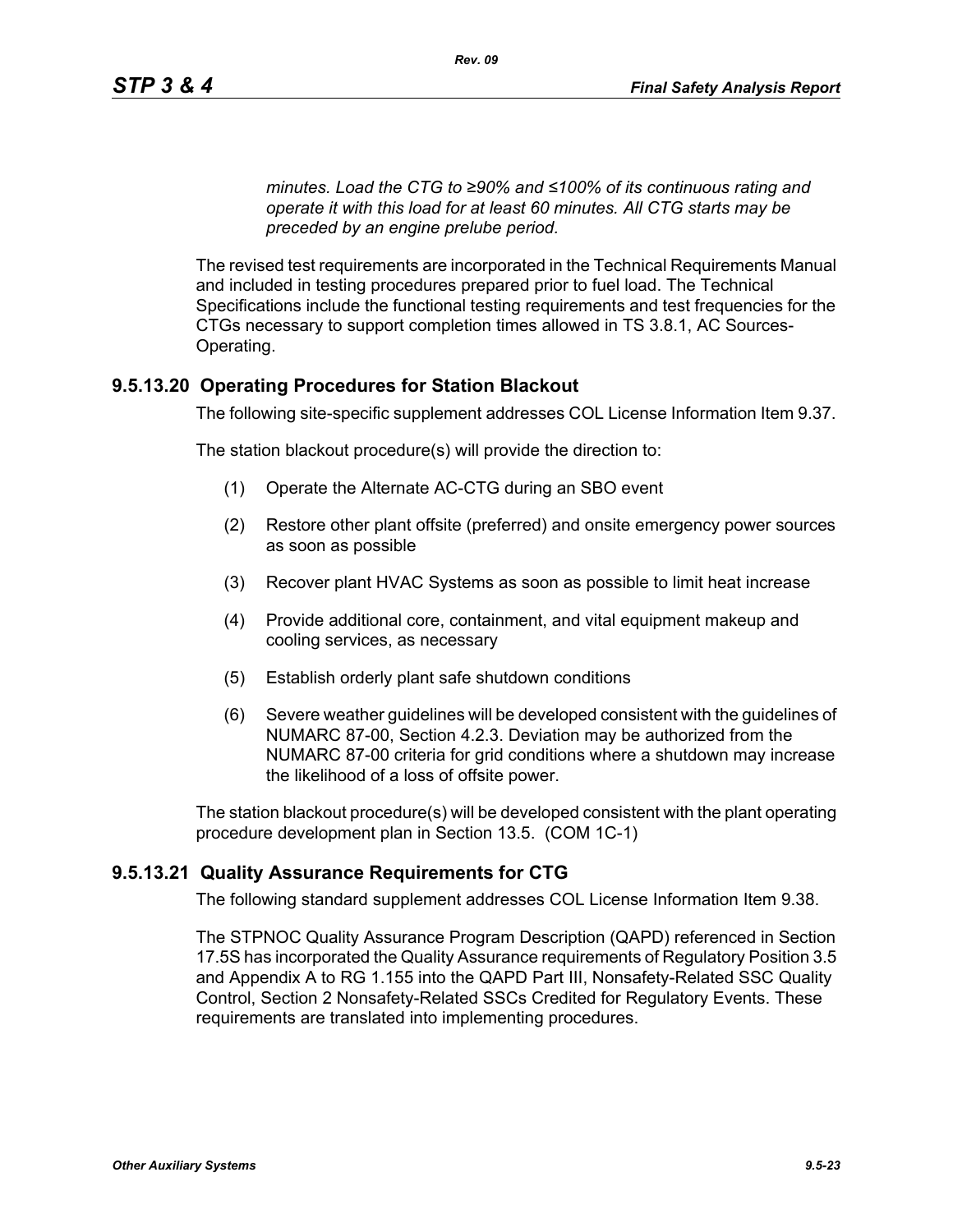*minutes. Load the CTG to ≥90% and ≤100% of its continuous rating and operate it with this load for at least 60 minutes. All CTG starts may be preceded by an engine prelube period.*

The revised test requirements are incorporated in the Technical Requirements Manual and included in testing procedures prepared prior to fuel load. The Technical Specifications include the functional testing requirements and test frequencies for the CTGs necessary to support completion times allowed in TS 3.8.1, AC Sources-Operating.

### 9.5.13.20 Operating Procedures for Station Blackout

The following site-specific supplement addresses COL License Information Item 9.37.

The station blackout procedure(s) will provide the direction to:

(1) Operate the Alternate AC-CTG during an SBO event

(2) Restore other plant offsite (preferred) and onsite emergency power sources as soon as possible

(3) Recover plant HVAC Systems as soon as possible to limit heat increase

(4) Provide additional core, containment, and vital equipment makeup and cooling services, as necessary

(5) Establish orderly plant safe shutdown conditions

(6) Severe weather guidelines will be developed consistent with the guidelines of NUMARC 87-00, Section 4.2.3. Deviation may be authorized from the NUMARC 87-00 criteria for grid conditions where a shutdown may increase the likelihood of a loss of offsite power.

The station blackout procedure(s) will be developed consistent with the plant operating procedure development plan in Section 13.5. (COM 1C-1)

### 9.5.13.21 Quality Assurance Requirements for CTG

The following standard supplement addresses COL License Information Item 9.38.

The STPNOC Quality Assurance Program Description (QAPD) referenced in Section 17.5S has incorporated the Quality Assurance requirements of Regulatory Position 3.5 and Appendix A to RG 1.155 into the QAPD Part III, Nonsafety-Related SSC Quality Control, Section 2 Nonsafety-Related SSCs Credited for Regulatory Events. These requirements are translated into implementing procedures.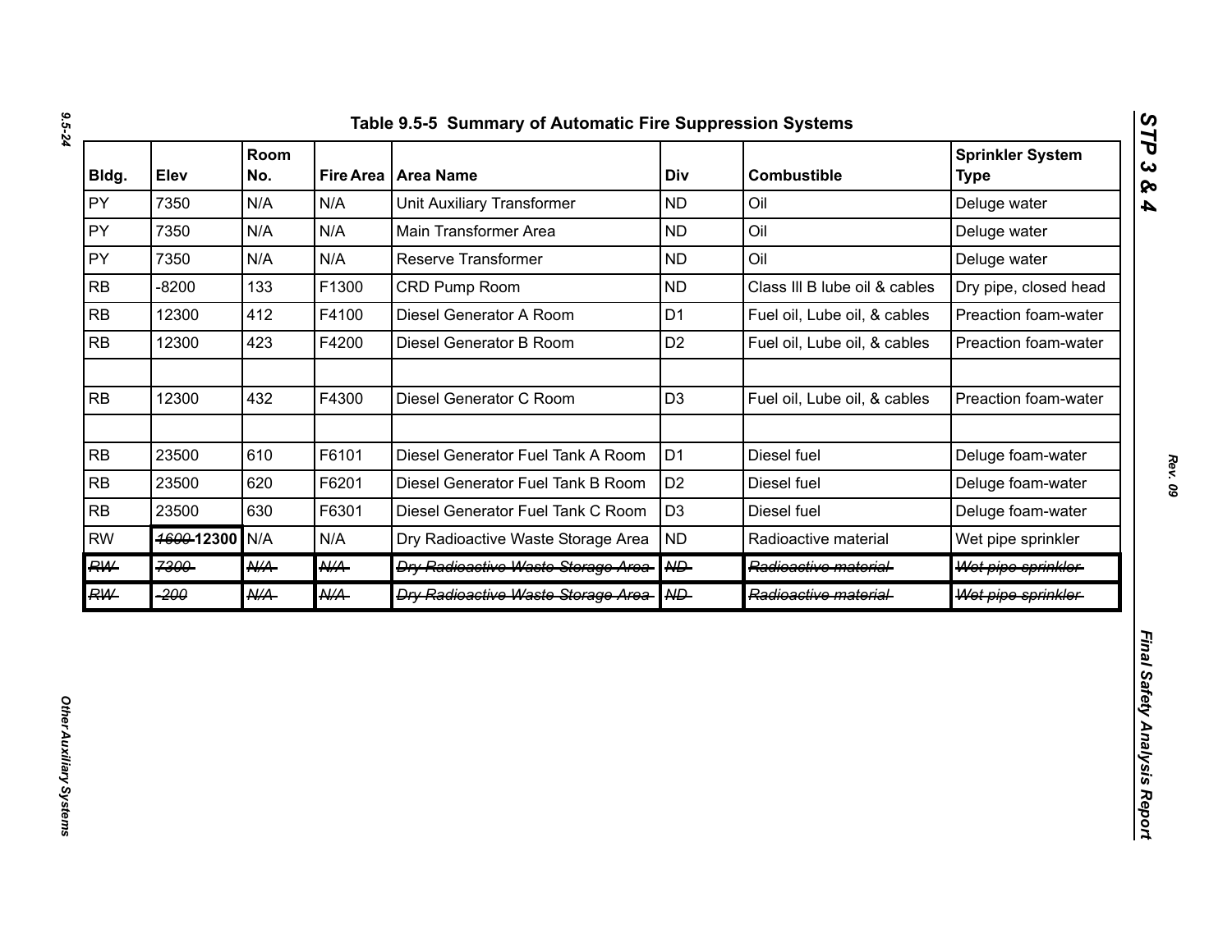## Table 9.5-5 Summary of Automatic Fire Suppression Systems

| Bldg. | Elev | Room No. | Fire Area | Area Name | Div | Combustible | Sprinkler System Type |
|---|---|---|---|---|---|---|---|
| PY | 7350 | N/A | N/A | Unit Auxiliary Transformer | ND | Oil | Deluge water |
| PY | 7350 | N/A | N/A | Main Transformer Area | ND | Oil | Deluge water |
| PY | 7350 | N/A | N/A | Reserve Transformer | ND | Oil | Deluge water |
| RB | -8200 | 133 | F1300 | CRD Pump Room | ND | Class III B lube oil & cables | Dry pipe, closed head |
| RB | 12300 | 412 | F4100 | Diesel Generator A Room | D1 | Fuel oil, Lube oil, & cables | Preaction foam-water |
| RB | 12300 | 423 | F4200 | Diesel Generator B Room | D2 | Fuel oil, Lube oil, & cables | Preaction foam-water |
| | | | | | | | |
| RB | 12300 | 432 | F4300 | Diesel Generator C Room | D3 | Fuel oil, Lube oil, & cables | Preaction foam-water |
| | | | | | | | |
| RB | 23500 | 610 | F6101 | Diesel Generator Fuel Tank A Room | D1 | Diesel fuel | Deluge foam-water |
| RB | 23500 | 620 | F6201 | Diesel Generator Fuel Tank B Room | D2 | Diesel fuel | Deluge foam-water |
| RB | 23500 | 630 | F6301 | Diesel Generator Fuel Tank C Room | D3 | Diesel fuel | Deluge foam-water |
| RW | ~~1600~~ **12300** | N/A | N/A | Dry Radioactive Waste Storage Area | ND | Radioactive material | Wet pipe sprinkler |
| ~~RW~~ | ~~7300~~ | ~~N/A~~ | ~~N/A~~ | ~~Dry Radioactive Waste Storage Area~~ | ~~ND~~ | ~~Radioactive material~~ | ~~Wet pipe sprinkler~~ |
| ~~RW~~ | ~~-200~~ | ~~N/A~~ | ~~N/A~~ | ~~Dry Radioactive Waste Storage Area~~ | ~~ND~~ | ~~Radioactive material~~ | ~~Wet pipe sprinkler~~ |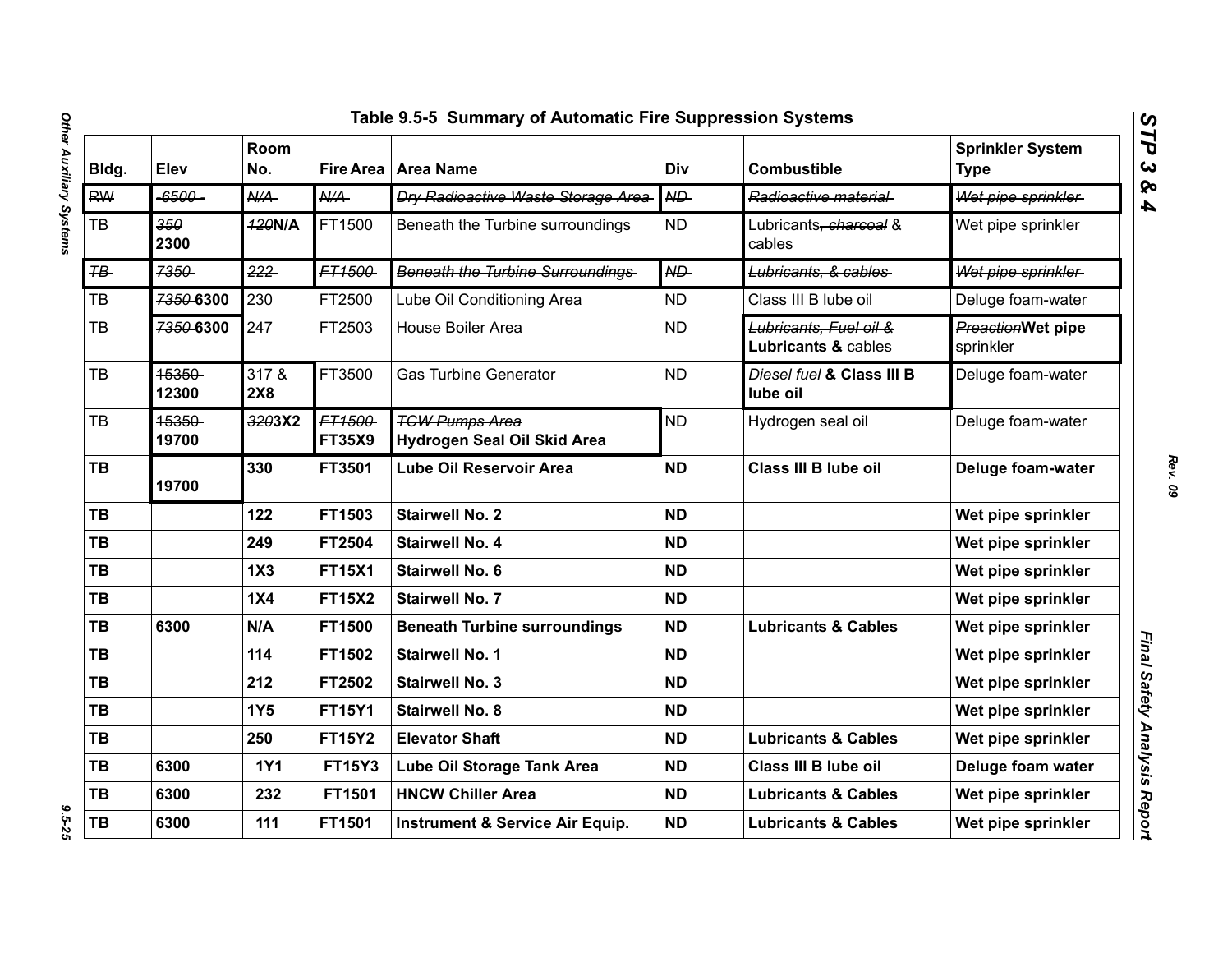## Table 9.5-5 Summary of Automatic Fire Suppression Systems

| Bldg. | Elev | Room No. | Fire Area | Area Name | Div | Combustible | Sprinkler System Type |
|---|---|---|---|---|---|---|---|
| ~~RW~~ | ~~-6500~~ | ~~N/A~~ | ~~N/A~~ | ~~Dry Radioactive Waste Storage Area~~ | ~~ND~~ | ~~Radioactive material~~ | ~~Wet pipe sprinkler~~ |
| TB | ~~350~~ **2300** | ~~120~~**N/A** | FT1500 | Beneath the Turbine surroundings | ND | Lubricants~~, charcoal~~ & cables | Wet pipe sprinkler |
| ~~TB~~ | ~~7350~~ | ~~222~~ | ~~FT1500~~ | ~~Beneath the Turbine Surroundings~~ | ~~ND~~ | ~~Lubricants, & cables~~ | ~~Wet pipe sprinkler~~ |
| TB | ~~7350~~ **6300** | 230 | FT2500 | Lube Oil Conditioning Area | ND | Class III B lube oil | Deluge foam-water |
| TB | ~~7350~~ **6300** | 247 | FT2503 | House Boiler Area | ND | ~~Lubricants, Fuel oil &~~ **Lubricants &** cables | ~~Preaction~~**Wet pipe** sprinkler |
| TB | ~~15350~~ **12300** | 317 & **2X8** | FT3500 | Gas Turbine Generator | ND | *Diesel fuel* **& Class III B lube oil** | Deluge foam-water |
| TB | ~~15350~~ **19700** | ~~320~~**3X2** | ~~FT1500~~ **FT35X9** | ~~TCW Pumps Area~~ **Hydrogen Seal Oil Skid Area** | ND | Hydrogen seal oil | Deluge foam-water |
| **TB** | **19700** | **330** | **FT3501** | **Lube Oil Reservoir Area** | **ND** | **Class III B lube oil** | **Deluge foam-water** |
| **TB** | | **122** | **FT1503** | **Stairwell No. 2** | **ND** | | **Wet pipe sprinkler** |
| **TB** | | **249** | **FT2504** | **Stairwell No. 4** | **ND** | | **Wet pipe sprinkler** |
| **TB** | | **1X3** | **FT15X1** | **Stairwell No. 6** | **ND** | | **Wet pipe sprinkler** |
| **TB** | | **1X4** | **FT15X2** | **Stairwell No. 7** | **ND** | | **Wet pipe sprinkler** |
| **TB** | **6300** | **N/A** | **FT1500** | **Beneath Turbine surroundings** | **ND** | **Lubricants & Cables** | **Wet pipe sprinkler** |
| **TB** | | **114** | **FT1502** | **Stairwell No. 1** | **ND** | | **Wet pipe sprinkler** |
| **TB** | | **212** | **FT2502** | **Stairwell No. 3** | **ND** | | **Wet pipe sprinkler** |
| **TB** | | **1Y5** | **FT15Y1** | **Stairwell No. 8** | **ND** | | **Wet pipe sprinkler** |
| **TB** | | **250** | **FT15Y2** | **Elevator Shaft** | **ND** | **Lubricants & Cables** | **Wet pipe sprinkler** |
| **TB** | **6300** | **1Y1** | **FT15Y3** | **Lube Oil Storage Tank Area** | **ND** | **Class III B lube oil** | **Deluge foam water** |
| **TB** | **6300** | **232** | **FT1501** | **HNCW Chiller Area** | **ND** | **Lubricants & Cables** | **Wet pipe sprinkler** |
| **TB** | **6300** | **111** | **FT1501** | **Instrument & Service Air Equip.** | **ND** | **Lubricants & Cables** | **Wet pipe sprinkler** |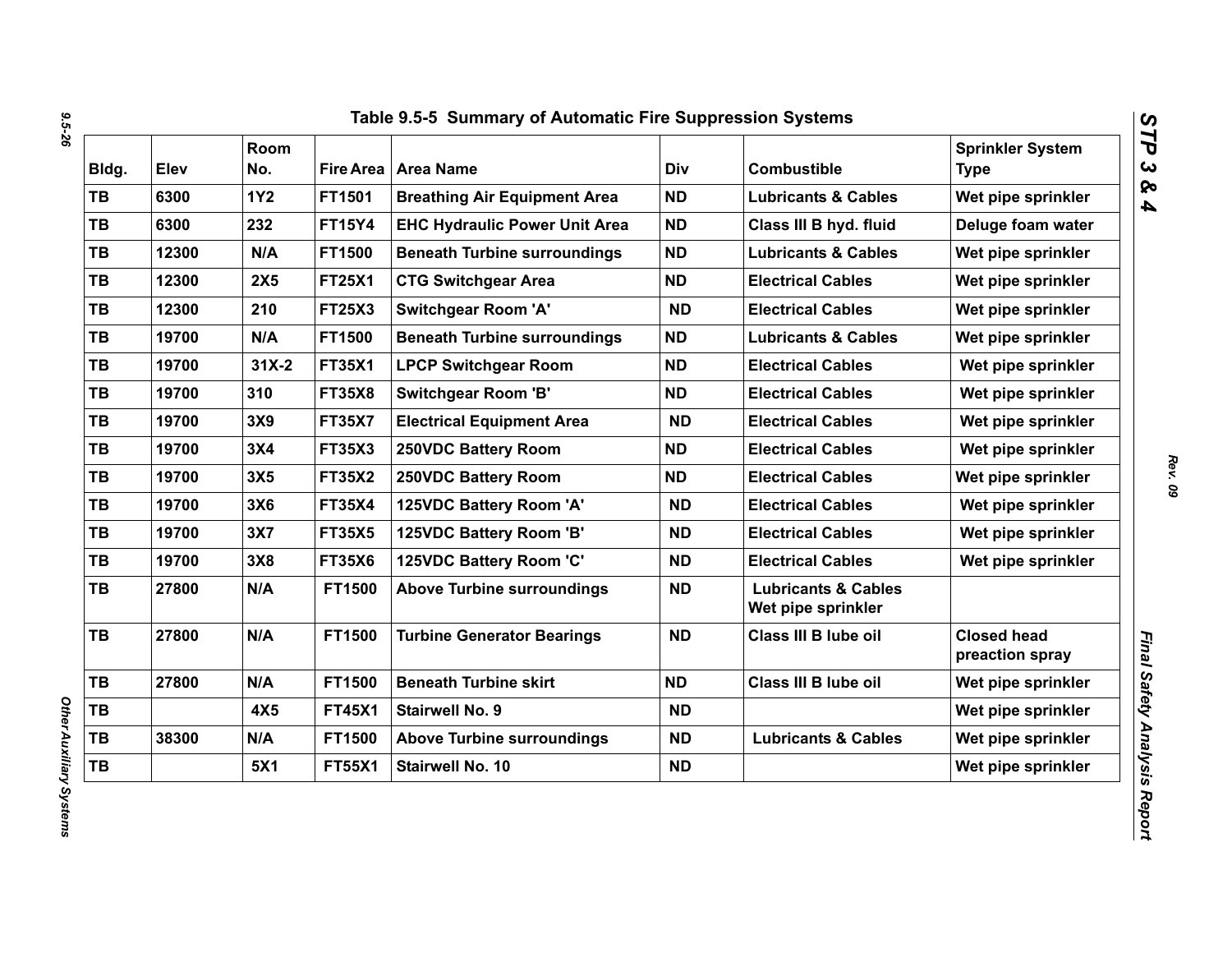## Table 9.5-5 Summary of Automatic Fire Suppression Systems

| Bldg. | Elev | Room No. | Fire Area | Area Name | Div | Combustible | Sprinkler System Type |
|---|---|---|---|---|---|---|---|
| TB | 6300 | 1Y2 | FT1501 | Breathing Air Equipment Area | ND | Lubricants & Cables | Wet pipe sprinkler |
| TB | 6300 | 232 | FT15Y4 | EHC Hydraulic Power Unit Area | ND | Class III B hyd. fluid | Deluge foam water |
| TB | 12300 | N/A | FT1500 | Beneath Turbine surroundings | ND | Lubricants & Cables | Wet pipe sprinkler |
| TB | 12300 | 2X5 | FT25X1 | CTG Switchgear Area | ND | Electrical Cables | Wet pipe sprinkler |
| TB | 12300 | 210 | FT25X3 | Switchgear Room 'A' | ND | Electrical Cables | Wet pipe sprinkler |
| TB | 19700 | N/A | FT1500 | Beneath Turbine surroundings | ND | Lubricants & Cables | Wet pipe sprinkler |
| TB | 19700 | 31X-2 | FT35X1 | LPCP Switchgear Room | ND | Electrical Cables | Wet pipe sprinkler |
| TB | 19700 | 310 | FT35X8 | Switchgear Room 'B' | ND | Electrical Cables | Wet pipe sprinkler |
| TB | 19700 | 3X9 | FT35X7 | Electrical Equipment Area | ND | Electrical Cables | Wet pipe sprinkler |
| TB | 19700 | 3X4 | FT35X3 | 250VDC Battery Room | ND | Electrical Cables | Wet pipe sprinkler |
| TB | 19700 | 3X5 | FT35X2 | 250VDC Battery Room | ND | Electrical Cables | Wet pipe sprinkler |
| TB | 19700 | 3X6 | FT35X4 | 125VDC Battery Room 'A' | ND | Electrical Cables | Wet pipe sprinkler |
| TB | 19700 | 3X7 | FT35X5 | 125VDC Battery Room 'B' | ND | Electrical Cables | Wet pipe sprinkler |
| TB | 19700 | 3X8 | FT35X6 | 125VDC Battery Room 'C' | ND | Electrical Cables | Wet pipe sprinkler |
| TB | 27800 | N/A | FT1500 | Above Turbine surroundings | ND | Lubricants & Cables Wet pipe sprinkler | |
| TB | 27800 | N/A | FT1500 | Turbine Generator Bearings | ND | Class III B lube oil | Closed head preaction spray |
| TB | 27800 | N/A | FT1500 | Beneath Turbine skirt | ND | Class III B lube oil | Wet pipe sprinkler |
| TB | | 4X5 | FT45X1 | Stairwell No. 9 | ND | | Wet pipe sprinkler |
| TB | 38300 | N/A | FT1500 | Above Turbine surroundings | ND | Lubricants & Cables | Wet pipe sprinkler |
| TB | | 5X1 | FT55X1 | Stairwell No. 10 | ND | | Wet pipe sprinkler |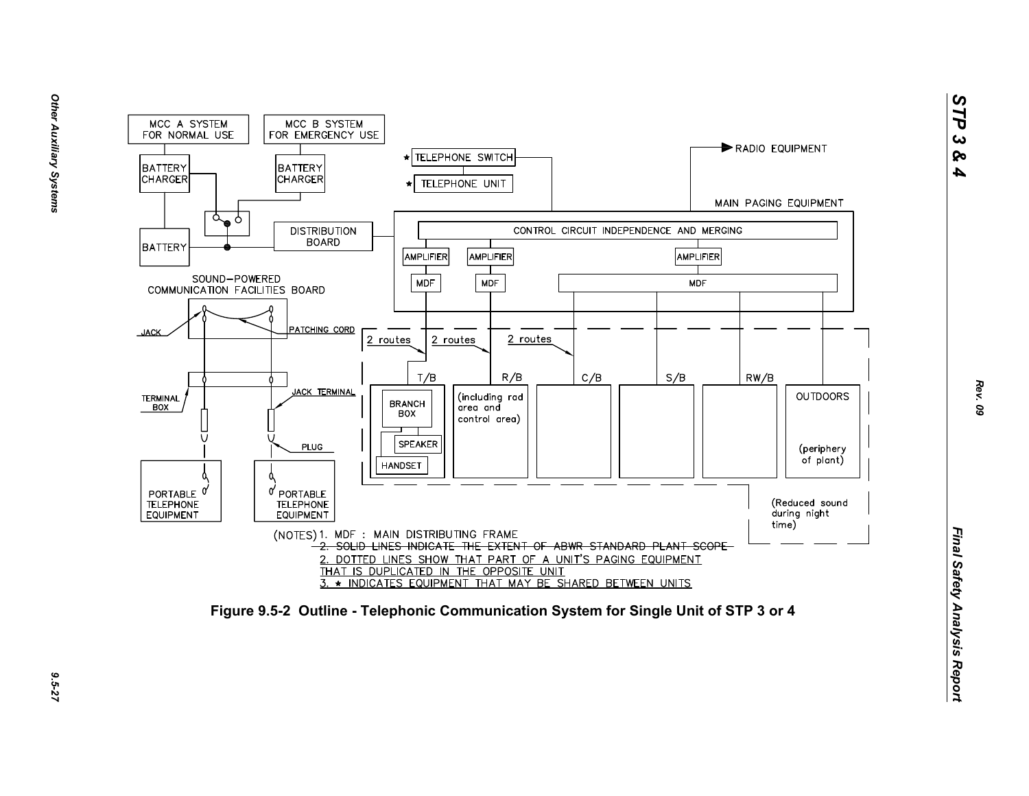MCC A SYSTEM FOR NORMAL USE

MCC B SYSTEM FOR EMERGENCY USE

BATTERY CHARGER

BATTERY CHARGER

BATTERY

DISTRIBUTION BOARD

★ TELEPHONE SWITCH

★ TELEPHONE UNIT

RADIO EQUIPMENT

MAIN PAGING EQUIPMENT

CONTROL CIRCUIT INDEPENDENCE AND MERGING

AMPLIFIER | AMPLIFIER | AMPLIFIER

MDF | MDF | MDF

SOUND–POWERED COMMUNICATION FACILITIES BOARD

JACK

PATCHING CORD

TERMINAL BOX

JACK TERMINAL

PLUG

PORTABLE TELEPHONE EQUIPMENT

PORTABLE TELEPHONE EQUIPMENT

2 routes | 2 routes | 2 routes

T/B | R/B | C/B | S/B | RW/B | OUTDOORS

BRANCH BOX

SPEAKER

HANDSET

(including rad area and control area)

(periphery of plant)

(Reduced sound during night time)

(NOTES) 1. MDF : MAIN DISTRIBUTING FRAME

~~2. SOLID LINES INDICATE THE EXTENT OF ABWR STANDARD PLANT SCOPE~~

2. DOTTED LINES SHOW THAT PART OF A UNIT'S PAGING EQUIPMENT THAT IS DUPLICATED IN THE OPPOSITE UNIT

3. ★ INDICATES EQUIPMENT THAT MAY BE SHARED BETWEEN UNITS

**Figure 9.5-2 Outline - Telephonic Communication System for Single Unit of STP 3 or 4**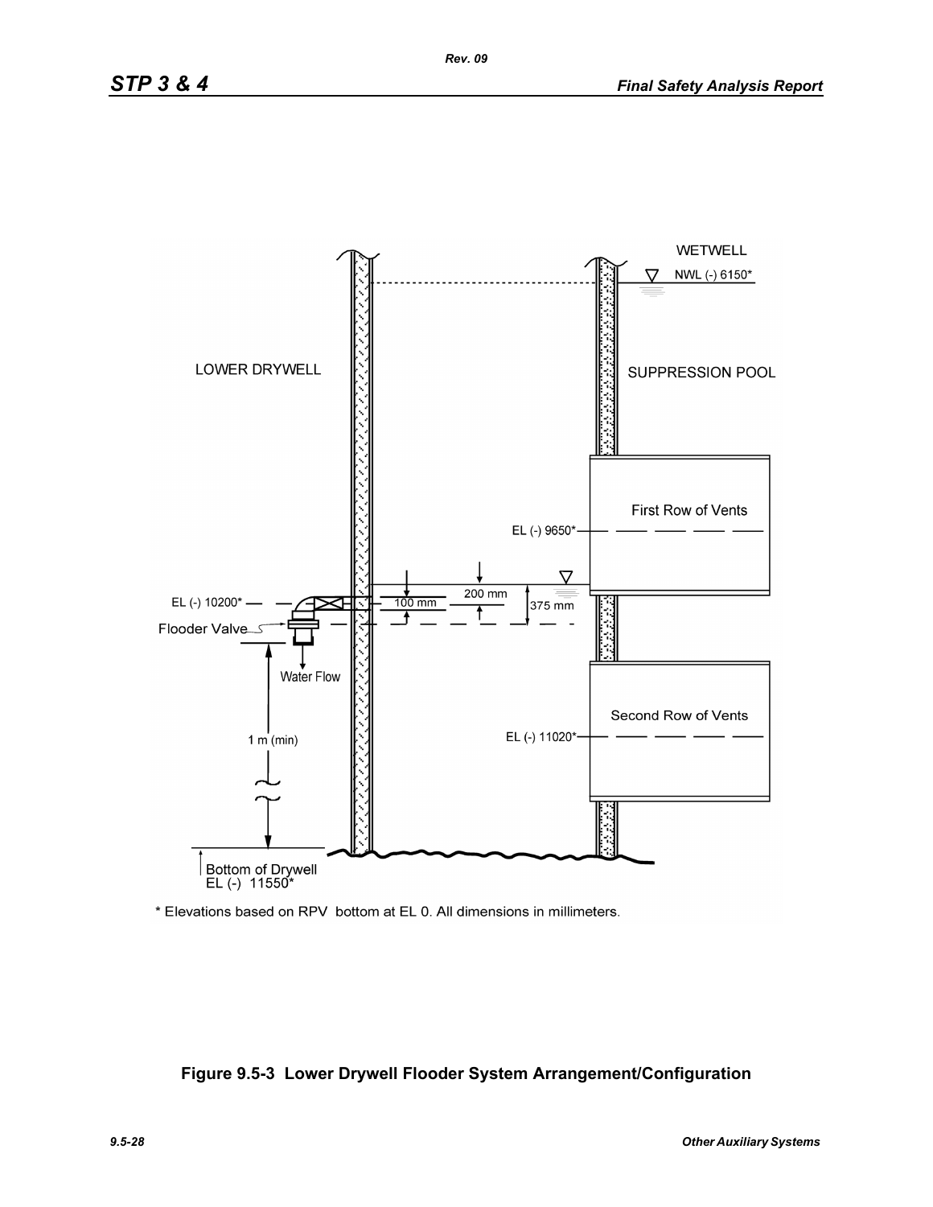WETWELL

NWL (-) 6150*

LOWER DRYWELL

SUPPRESSION POOL

First Row of Vents

EL (-) 9650*

200 mm

100 mm

375 mm

EL (-) 10200*

Flooder Valve

Water Flow

Second Row of Vents

EL (-) 11020*

1 m (min)

Bottom of Drywell
EL (-) 11550*

* Elevations based on RPV bottom at EL 0. All dimensions in millimeters.

**Figure 9.5-3 Lower Drywell Flooder System Arrangement/Configuration**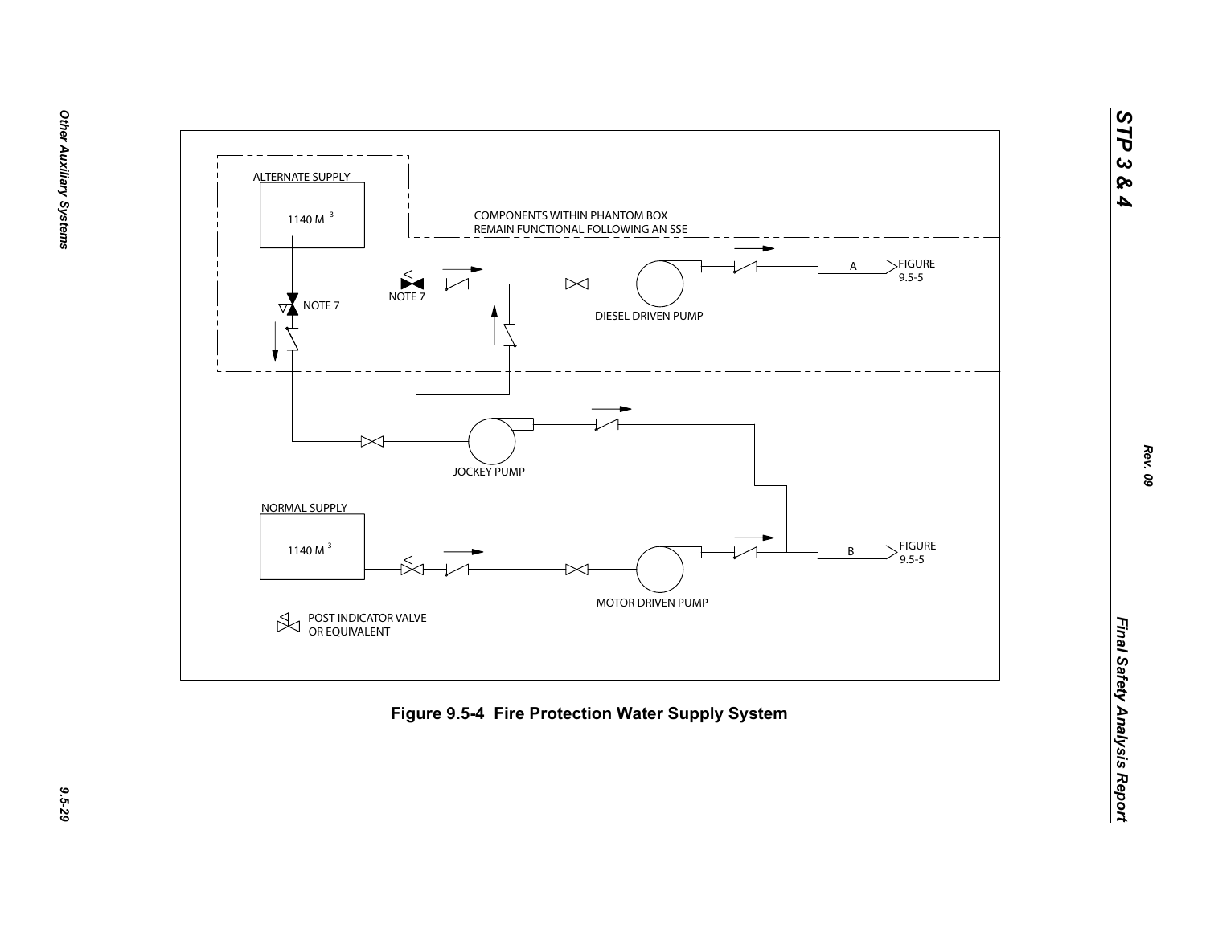ALTERNATE SUPPLY

1140 M 3

COMPONENTS WITHIN PHANTOM BOX
REMAIN FUNCTIONAL FOLLOWING AN SSE

NOTE 7

NOTE 7

A

FIGURE
9.5-5

DIESEL DRIVEN PUMP

JOCKEY PUMP

NORMAL SUPPLY

1140 M 3

B

FIGURE
9.5-5

MOTOR DRIVEN PUMP

POST INDICATOR VALVE
OR EQUIVALENT

**Figure 9.5-4 Fire Protection Water Supply System**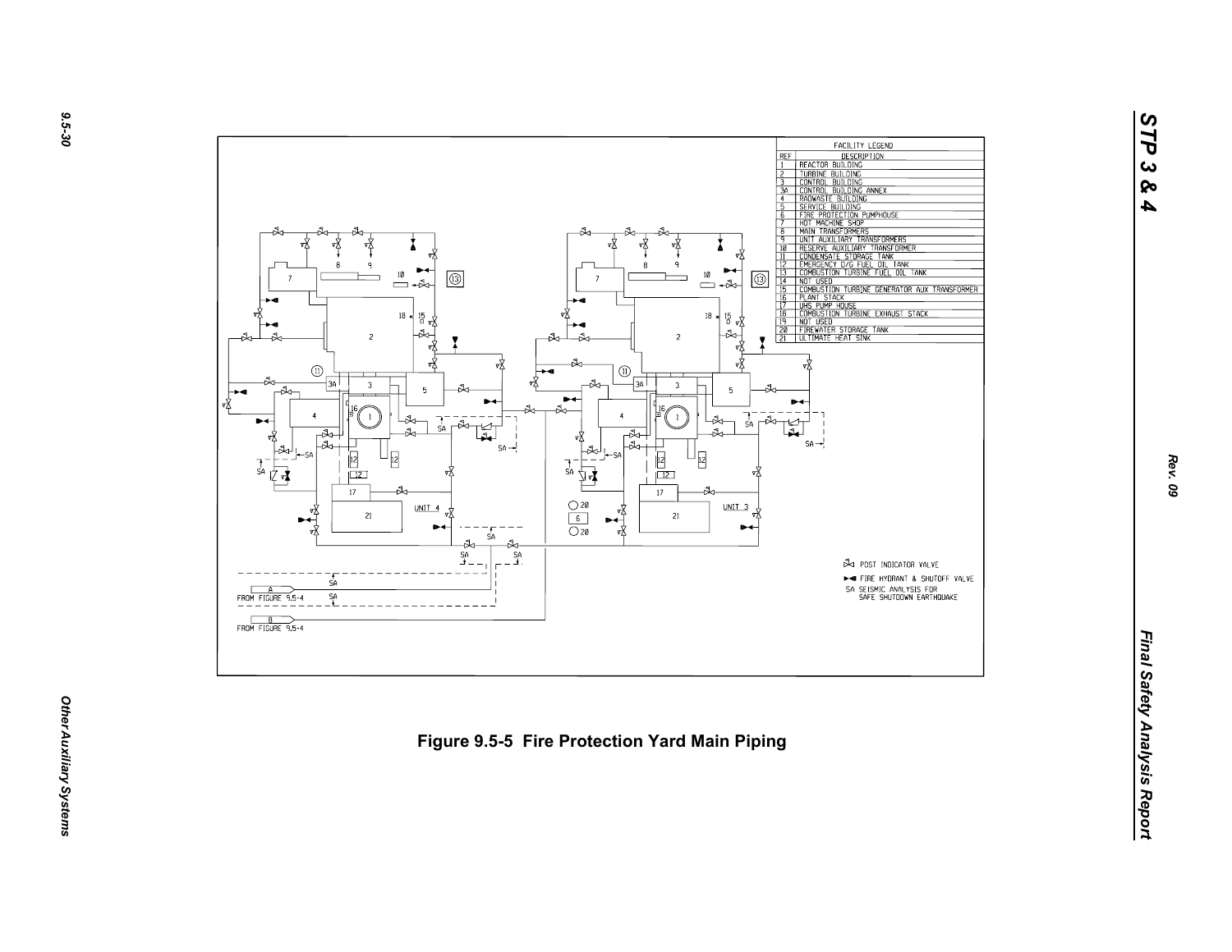FACILITY LEGEND

| REF | DESCRIPTION |
| --- | --- |
| 1 | REACTOR BUILDING |
| 2 | TURBINE BUILDING |
| 3 | CONTROL BUILDING |
| 3A | CONTROL BUILDING ANNEX |
| 4 | RADWASTE BUILDING |
| 5 | SERVICE BUILDING |
| 6 | FIRE PROTECTION PUMPHOUSE |
| 7 | HOT MACHINE SHOP |
| 8 | MAIN TRANSFORMERS |
| 9 | UNIT AUXILIARY TRANSFORMERS |
| 10 | RESERVE AUXILIARY TRANSFORMER |
| 11 | CONDENSATE STORAGE TANK |
| 12 | EMERGENCY D/G FUEL OIL TANK |
| 13 | COMBUSTION TURBINE FUEL OIL TANK |
| 14 | NOT USED |
| 15 | COMBUSTION TURBINE GENERATOR AUX TRANSFORMER |
| 16 | PLANT STACK |
| 17 | UHS PUMP HOUSE |
| 18 | COMBUSTION TURBINE EXHAUST STACK |
| 19 | NOT USED |
| 20 | FIREWATER STORAGE TANK |
| 21 | ULTIMATE HEAT SINK |

UNIT 4

UNIT 3

SA

FROM FIGURE 9.5-4

FROM FIGURE 9.5-4

POST INDICATOR VALVE

FIRE HYDRANT & SHUTOFF VALVE

SA SEISMIC ANALYSIS FOR SAFE SHUTDOWN EARTHQUAKE

Figure 9.5-5 Fire Protection Yard Main Piping